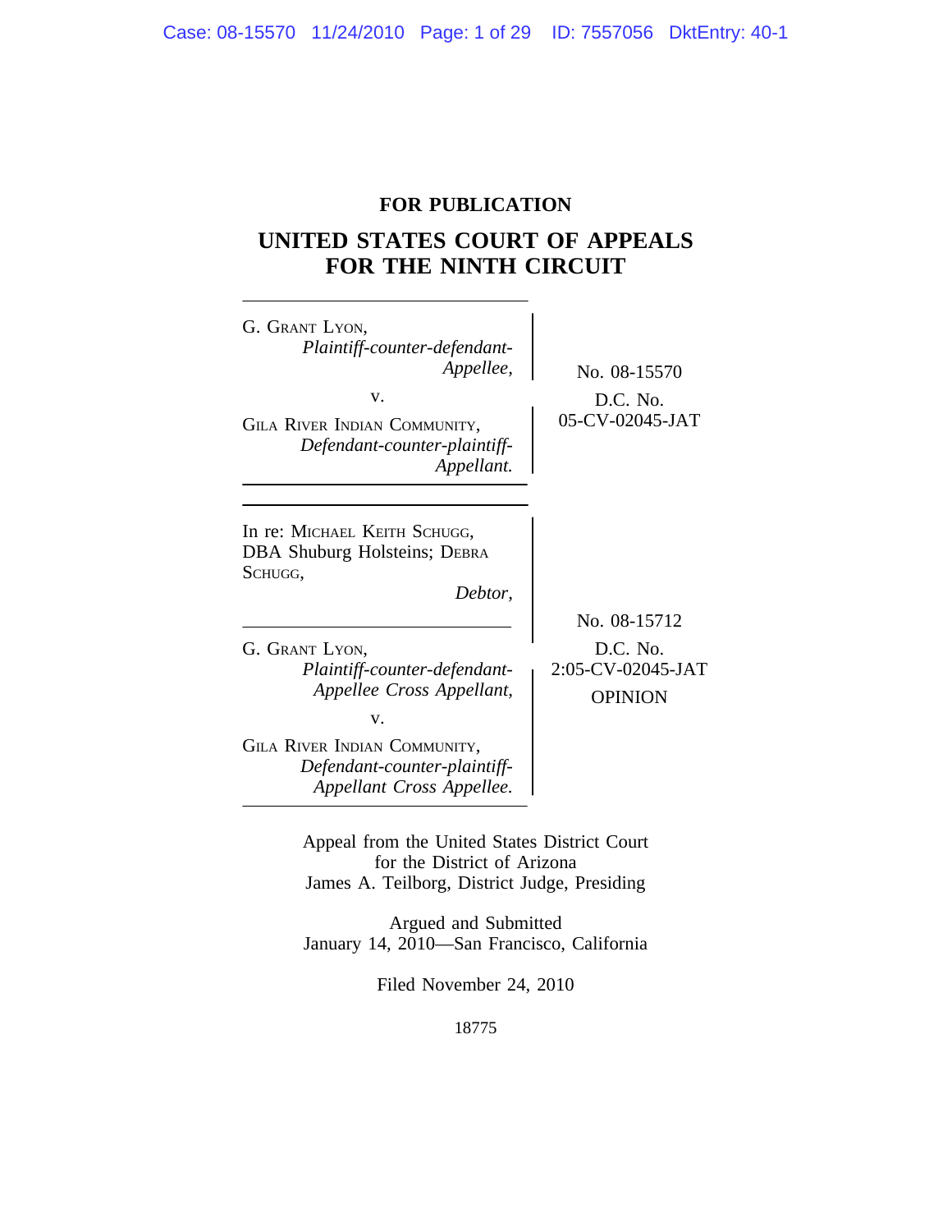**FOR PUBLICATION**

# UNITED STATES COURT OF APPEALS FOR THE NINTH CIRCUIT

G. GRANT LYON,
*Plaintiff-counter-defendant-Appellee,*

v.

GILA RIVER INDIAN COMMUNITY,
*Defendant-counter-plaintiff-Appellant.*

No. 08-15570

D.C. No.
05-CV-02045-JAT

---

In re: MICHAEL KEITH SCHUGG, DBA Shuburg Holsteins; DEBRA SCHUGG,
*Debtor,*

G. GRANT LYON,
*Plaintiff-counter-defendant-Appellee Cross Appellant,*

v.

GILA RIVER INDIAN COMMUNITY,
*Defendant-counter-plaintiff-Appellant Cross Appellee.*

No. 08-15712

D.C. No.
2:05-CV-02045-JAT

OPINION

---

Appeal from the United States District Court
for the District of Arizona
James A. Teilborg, District Judge, Presiding

Argued and Submitted
January 14, 2010—San Francisco, California

Filed November 24, 2010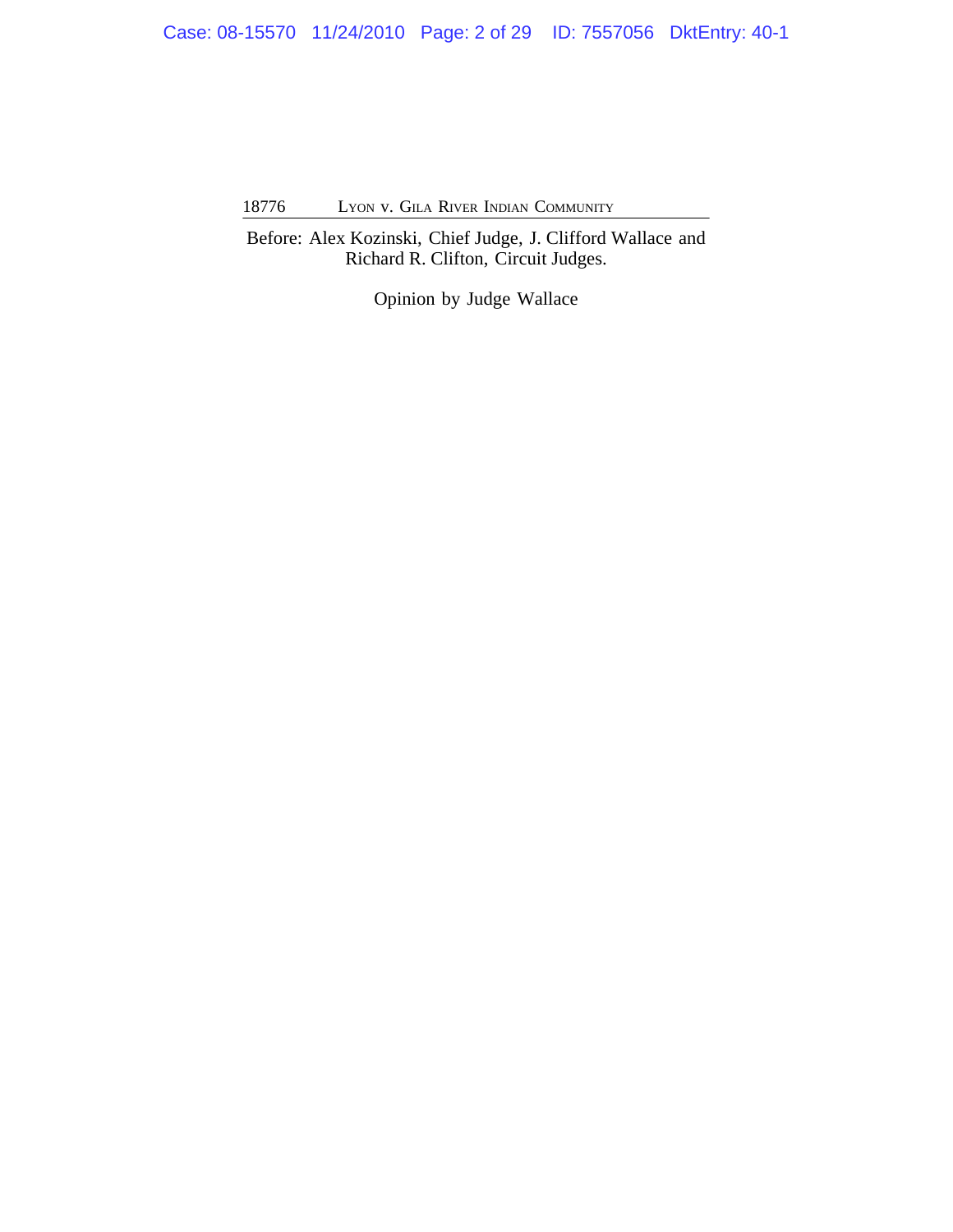Before: Alex Kozinski, Chief Judge, J. Clifford Wallace and Richard R. Clifton, Circuit Judges.

Opinion by Judge Wallace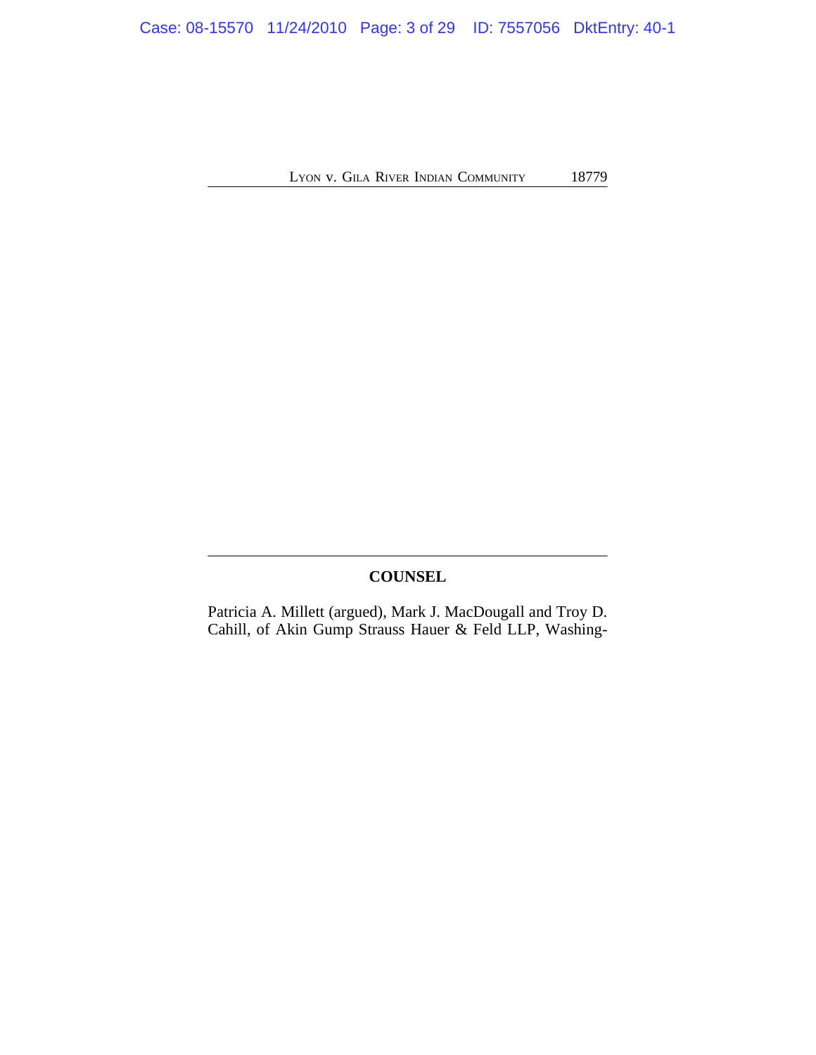## COUNSEL

Patricia A. Millett (argued), Mark J. MacDougall and Troy D. Cahill, of Akin Gump Strauss Hauer & Feld LLP, Washing-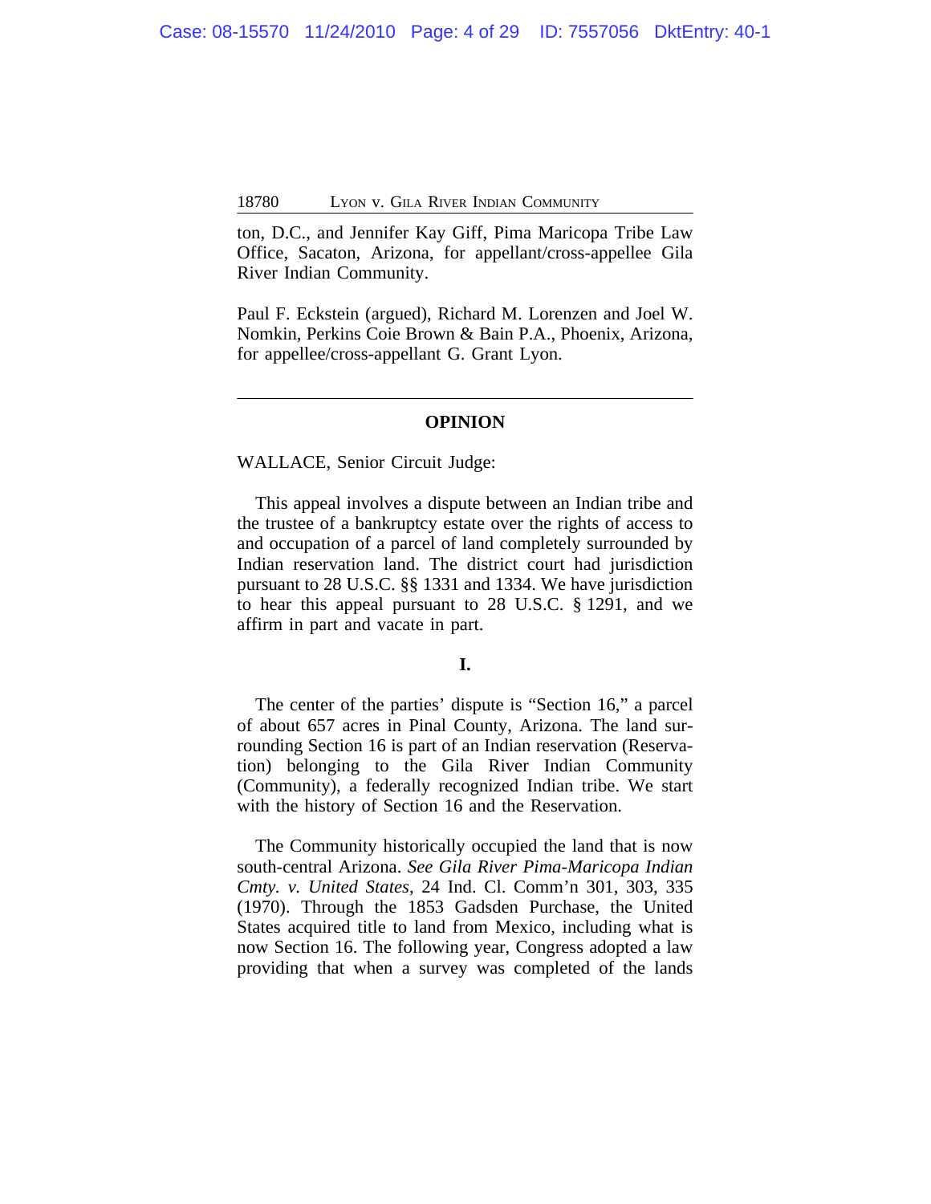ton, D.C., and Jennifer Kay Giff, Pima Maricopa Tribe Law Office, Sacaton, Arizona, for appellant/cross-appellee Gila River Indian Community.

Paul F. Eckstein (argued), Richard M. Lorenzen and Joel W. Nomkin, Perkins Coie Brown & Bain P.A., Phoenix, Arizona, for appellee/cross-appellant G. Grant Lyon.

---

## OPINION

WALLACE, Senior Circuit Judge:

This appeal involves a dispute between an Indian tribe and the trustee of a bankruptcy estate over the rights of access to and occupation of a parcel of land completely surrounded by Indian reservation land. The district court had jurisdiction pursuant to 28 U.S.C. §§ 1331 and 1334. We have jurisdiction to hear this appeal pursuant to 28 U.S.C. § 1291, and we affirm in part and vacate in part.

### I.

The center of the parties' dispute is "Section 16," a parcel of about 657 acres in Pinal County, Arizona. The land surrounding Section 16 is part of an Indian reservation (Reservation) belonging to the Gila River Indian Community (Community), a federally recognized Indian tribe. We start with the history of Section 16 and the Reservation.

The Community historically occupied the land that is now south-central Arizona. *See Gila River Pima-Maricopa Indian Cmty. v. United States*, 24 Ind. Cl. Comm'n 301, 303, 335 (1970). Through the 1853 Gadsden Purchase, the United States acquired title to land from Mexico, including what is now Section 16. The following year, Congress adopted a law providing that when a survey was completed of the lands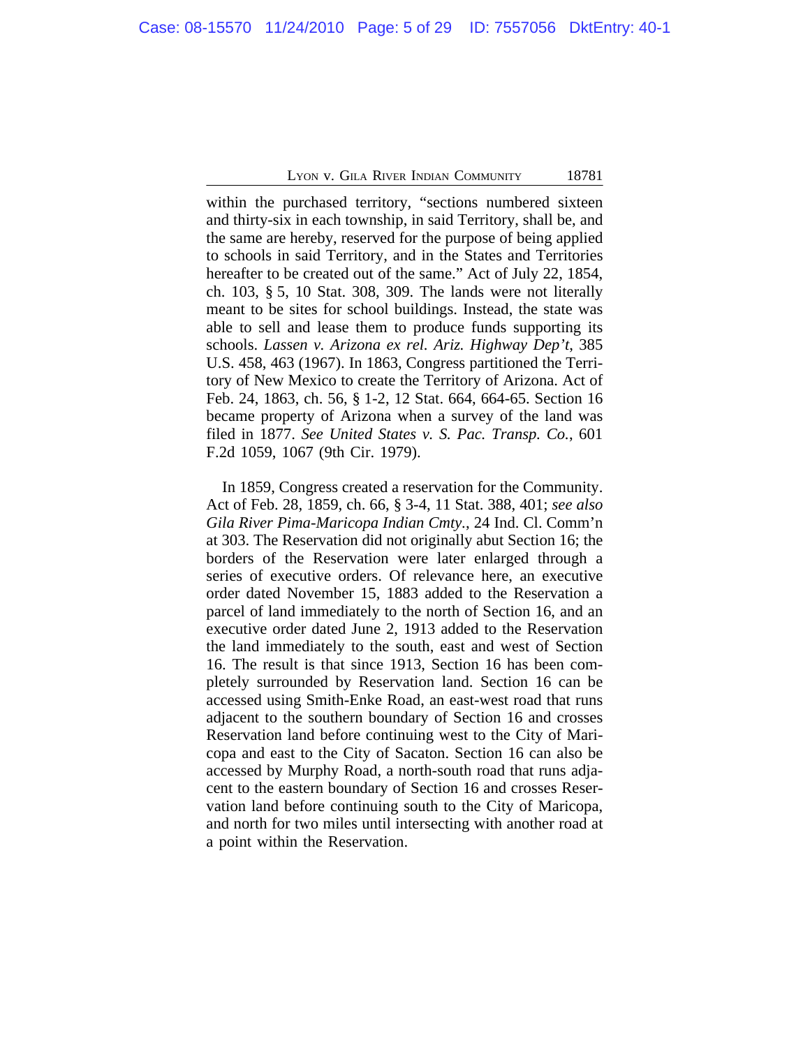within the purchased territory, "sections numbered sixteen and thirty-six in each township, in said Territory, shall be, and the same are hereby, reserved for the purpose of being applied to schools in said Territory, and in the States and Territories hereafter to be created out of the same." Act of July 22, 1854, ch. 103, § 5, 10 Stat. 308, 309. The lands were not literally meant to be sites for school buildings. Instead, the state was able to sell and lease them to produce funds supporting its schools. *Lassen v. Arizona ex rel. Ariz. Highway Dep't*, 385 U.S. 458, 463 (1967). In 1863, Congress partitioned the Territory of New Mexico to create the Territory of Arizona. Act of Feb. 24, 1863, ch. 56, § 1-2, 12 Stat. 664, 664-65. Section 16 became property of Arizona when a survey of the land was filed in 1877. *See United States v. S. Pac. Transp. Co.*, 601 F.2d 1059, 1067 (9th Cir. 1979).

In 1859, Congress created a reservation for the Community. Act of Feb. 28, 1859, ch. 66, § 3-4, 11 Stat. 388, 401; *see also Gila River Pima-Maricopa Indian Cmty.*, 24 Ind. Cl. Comm'n at 303. The Reservation did not originally abut Section 16; the borders of the Reservation were later enlarged through a series of executive orders. Of relevance here, an executive order dated November 15, 1883 added to the Reservation a parcel of land immediately to the north of Section 16, and an executive order dated June 2, 1913 added to the Reservation the land immediately to the south, east and west of Section 16. The result is that since 1913, Section 16 has been completely surrounded by Reservation land. Section 16 can be accessed using Smith-Enke Road, an east-west road that runs adjacent to the southern boundary of Section 16 and crosses Reservation land before continuing west to the City of Maricopa and east to the City of Sacaton. Section 16 can also be accessed by Murphy Road, a north-south road that runs adjacent to the eastern boundary of Section 16 and crosses Reservation land before continuing south to the City of Maricopa, and north for two miles until intersecting with another road at a point within the Reservation.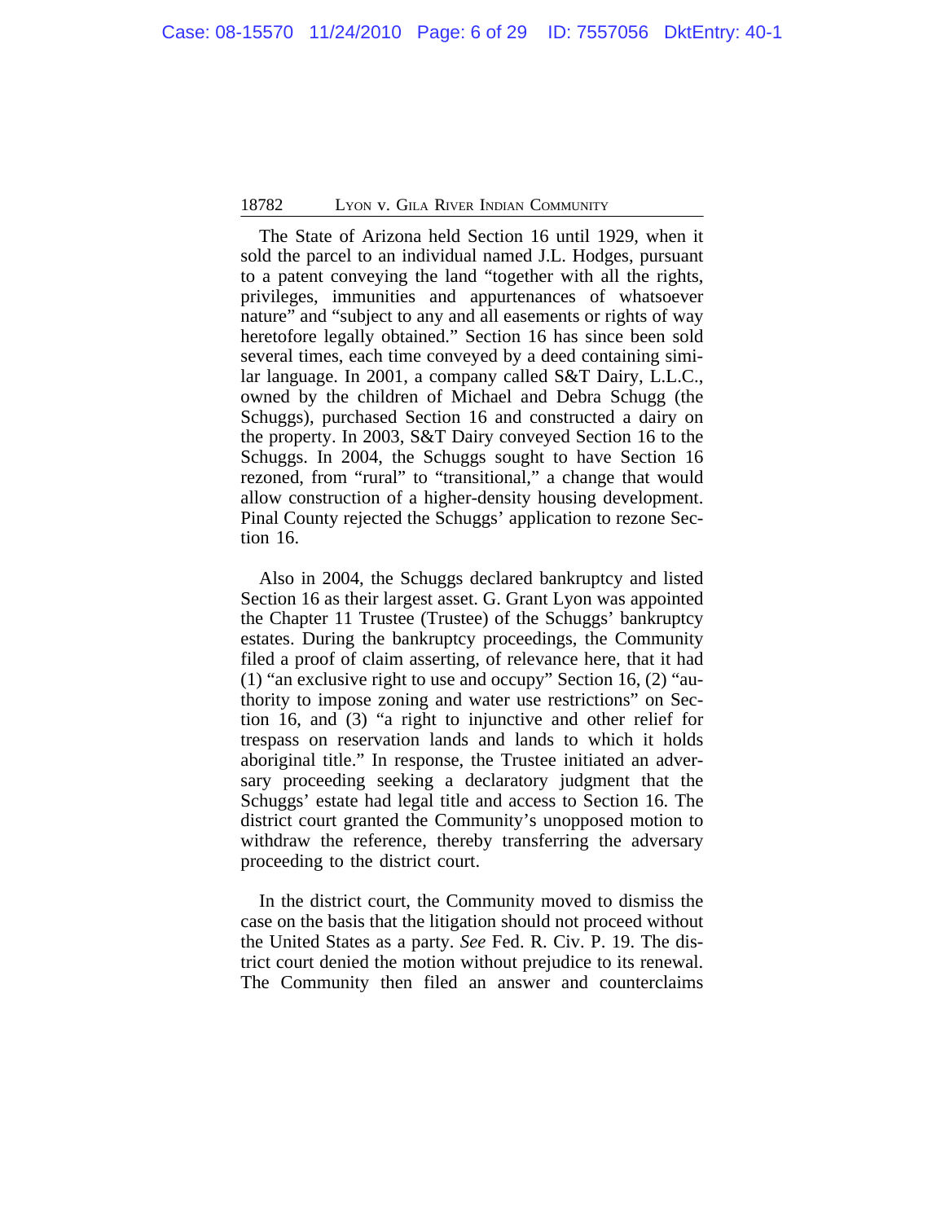The State of Arizona held Section 16 until 1929, when it sold the parcel to an individual named J.L. Hodges, pursuant to a patent conveying the land "together with all the rights, privileges, immunities and appurtenances of whatsoever nature" and "subject to any and all easements or rights of way heretofore legally obtained." Section 16 has since been sold several times, each time conveyed by a deed containing similar language. In 2001, a company called S&T Dairy, L.L.C., owned by the children of Michael and Debra Schugg (the Schuggs), purchased Section 16 and constructed a dairy on the property. In 2003, S&T Dairy conveyed Section 16 to the Schuggs. In 2004, the Schuggs sought to have Section 16 rezoned, from "rural" to "transitional," a change that would allow construction of a higher-density housing development. Pinal County rejected the Schuggs' application to rezone Section 16.

Also in 2004, the Schuggs declared bankruptcy and listed Section 16 as their largest asset. G. Grant Lyon was appointed the Chapter 11 Trustee (Trustee) of the Schuggs' bankruptcy estates. During the bankruptcy proceedings, the Community filed a proof of claim asserting, of relevance here, that it had (1) "an exclusive right to use and occupy" Section 16, (2) "authority to impose zoning and water use restrictions" on Section 16, and (3) "a right to injunctive and other relief for trespass on reservation lands and lands to which it holds aboriginal title." In response, the Trustee initiated an adversary proceeding seeking a declaratory judgment that the Schuggs' estate had legal title and access to Section 16. The district court granted the Community's unopposed motion to withdraw the reference, thereby transferring the adversary proceeding to the district court.

In the district court, the Community moved to dismiss the case on the basis that the litigation should not proceed without the United States as a party. *See* Fed. R. Civ. P. 19. The district court denied the motion without prejudice to its renewal. The Community then filed an answer and counterclaims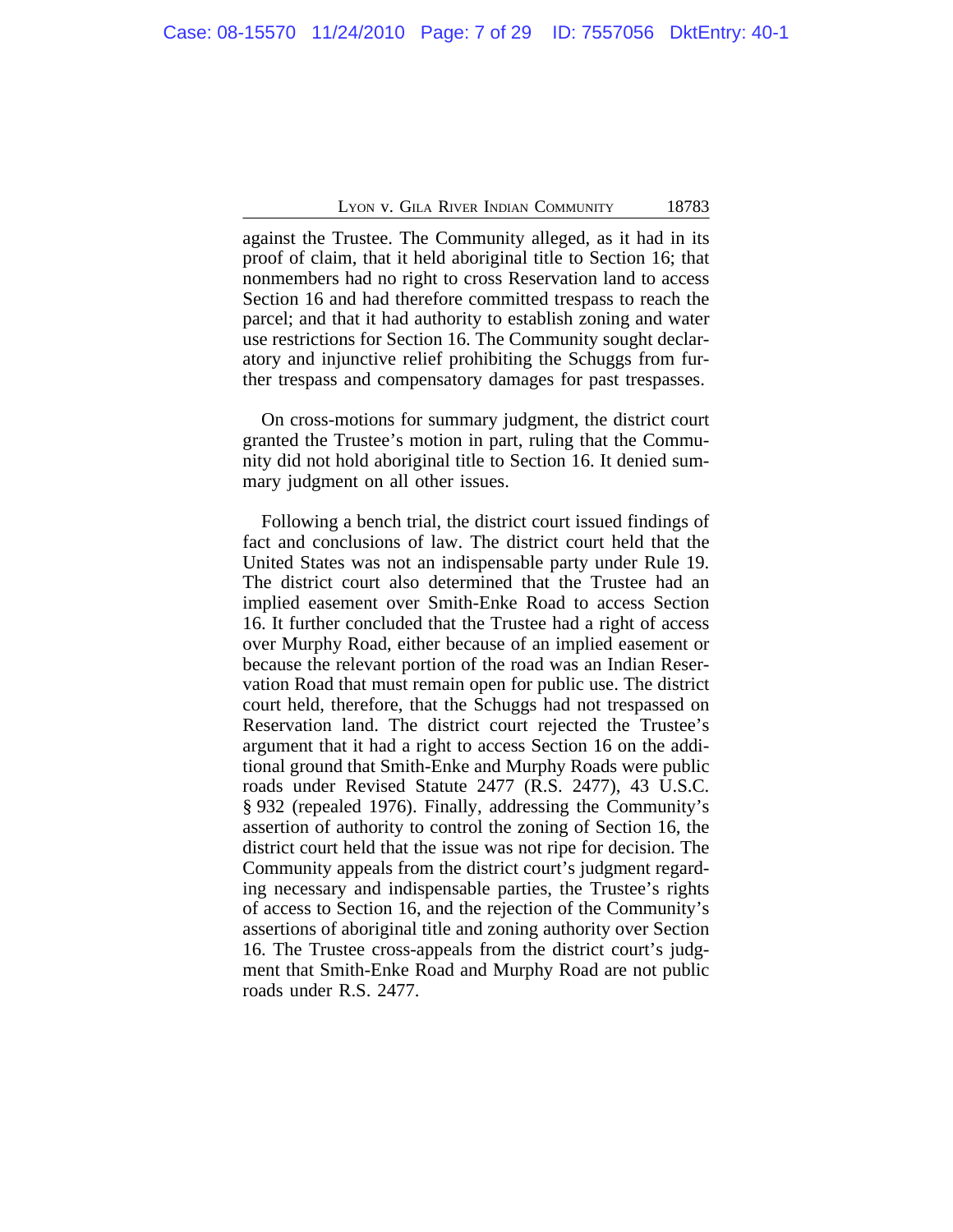against the Trustee. The Community alleged, as it had in its proof of claim, that it held aboriginal title to Section 16; that nonmembers had no right to cross Reservation land to access Section 16 and had therefore committed trespass to reach the parcel; and that it had authority to establish zoning and water use restrictions for Section 16. The Community sought declaratory and injunctive relief prohibiting the Schuggs from further trespass and compensatory damages for past trespasses.

On cross-motions for summary judgment, the district court granted the Trustee's motion in part, ruling that the Community did not hold aboriginal title to Section 16. It denied summary judgment on all other issues.

Following a bench trial, the district court issued findings of fact and conclusions of law. The district court held that the United States was not an indispensable party under Rule 19. The district court also determined that the Trustee had an implied easement over Smith-Enke Road to access Section 16. It further concluded that the Trustee had a right of access over Murphy Road, either because of an implied easement or because the relevant portion of the road was an Indian Reservation Road that must remain open for public use. The district court held, therefore, that the Schuggs had not trespassed on Reservation land. The district court rejected the Trustee's argument that it had a right to access Section 16 on the additional ground that Smith-Enke and Murphy Roads were public roads under Revised Statute 2477 (R.S. 2477), 43 U.S.C. § 932 (repealed 1976). Finally, addressing the Community's assertion of authority to control the zoning of Section 16, the district court held that the issue was not ripe for decision. The Community appeals from the district court's judgment regarding necessary and indispensable parties, the Trustee's rights of access to Section 16, and the rejection of the Community's assertions of aboriginal title and zoning authority over Section 16. The Trustee cross-appeals from the district court's judgment that Smith-Enke Road and Murphy Road are not public roads under R.S. 2477.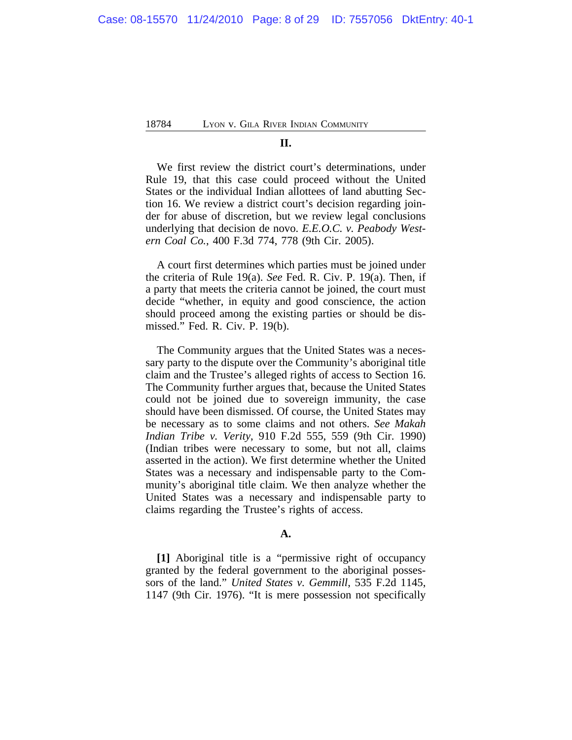## II.

We first review the district court's determinations, under Rule 19, that this case could proceed without the United States or the individual Indian allottees of land abutting Section 16. We review a district court's decision regarding joinder for abuse of discretion, but we review legal conclusions underlying that decision de novo. *E.E.O.C. v. Peabody Western Coal Co.*, 400 F.3d 774, 778 (9th Cir. 2005).

A court first determines which parties must be joined under the criteria of Rule 19(a). *See* Fed. R. Civ. P. 19(a). Then, if a party that meets the criteria cannot be joined, the court must decide "whether, in equity and good conscience, the action should proceed among the existing parties or should be dismissed." Fed. R. Civ. P. 19(b).

The Community argues that the United States was a necessary party to the dispute over the Community's aboriginal title claim and the Trustee's alleged rights of access to Section 16. The Community further argues that, because the United States could not be joined due to sovereign immunity, the case should have been dismissed. Of course, the United States may be necessary as to some claims and not others. *See Makah Indian Tribe v. Verity*, 910 F.2d 555, 559 (9th Cir. 1990) (Indian tribes were necessary to some, but not all, claims asserted in the action). We first determine whether the United States was a necessary and indispensable party to the Community's aboriginal title claim. We then analyze whether the United States was a necessary and indispensable party to claims regarding the Trustee's rights of access.

### A.

**[1]** Aboriginal title is a "permissive right of occupancy granted by the federal government to the aboriginal possessors of the land." *United States v. Gemmill*, 535 F.2d 1145, 1147 (9th Cir. 1976). "It is mere possession not specifically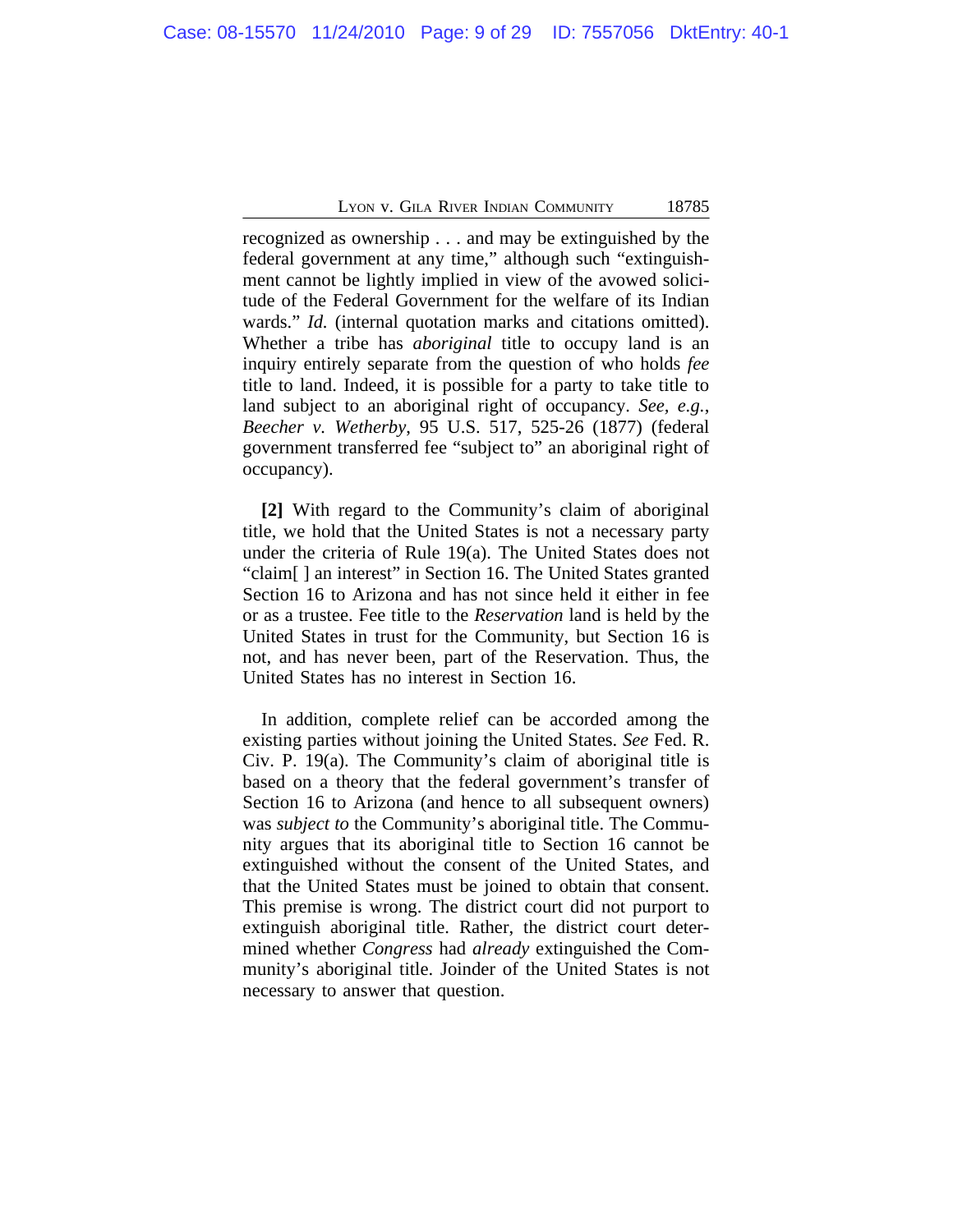recognized as ownership . . . and may be extinguished by the federal government at any time," although such "extinguishment cannot be lightly implied in view of the avowed solicitude of the Federal Government for the welfare of its Indian wards." *Id.* (internal quotation marks and citations omitted). Whether a tribe has *aboriginal* title to occupy land is an inquiry entirely separate from the question of who holds *fee* title to land. Indeed, it is possible for a party to take title to land subject to an aboriginal right of occupancy. *See, e.g.*, *Beecher v. Wetherby*, 95 U.S. 517, 525-26 (1877) (federal government transferred fee "subject to" an aboriginal right of occupancy).

**[2]** With regard to the Community's claim of aboriginal title, we hold that the United States is not a necessary party under the criteria of Rule 19(a). The United States does not "claim[ ] an interest" in Section 16. The United States granted Section 16 to Arizona and has not since held it either in fee or as a trustee. Fee title to the *Reservation* land is held by the United States in trust for the Community, but Section 16 is not, and has never been, part of the Reservation. Thus, the United States has no interest in Section 16.

In addition, complete relief can be accorded among the existing parties without joining the United States. *See* Fed. R. Civ. P. 19(a). The Community's claim of aboriginal title is based on a theory that the federal government's transfer of Section 16 to Arizona (and hence to all subsequent owners) was *subject to* the Community's aboriginal title. The Community argues that its aboriginal title to Section 16 cannot be extinguished without the consent of the United States, and that the United States must be joined to obtain that consent. This premise is wrong. The district court did not purport to extinguish aboriginal title. Rather, the district court determined whether *Congress* had *already* extinguished the Community's aboriginal title. Joinder of the United States is not necessary to answer that question.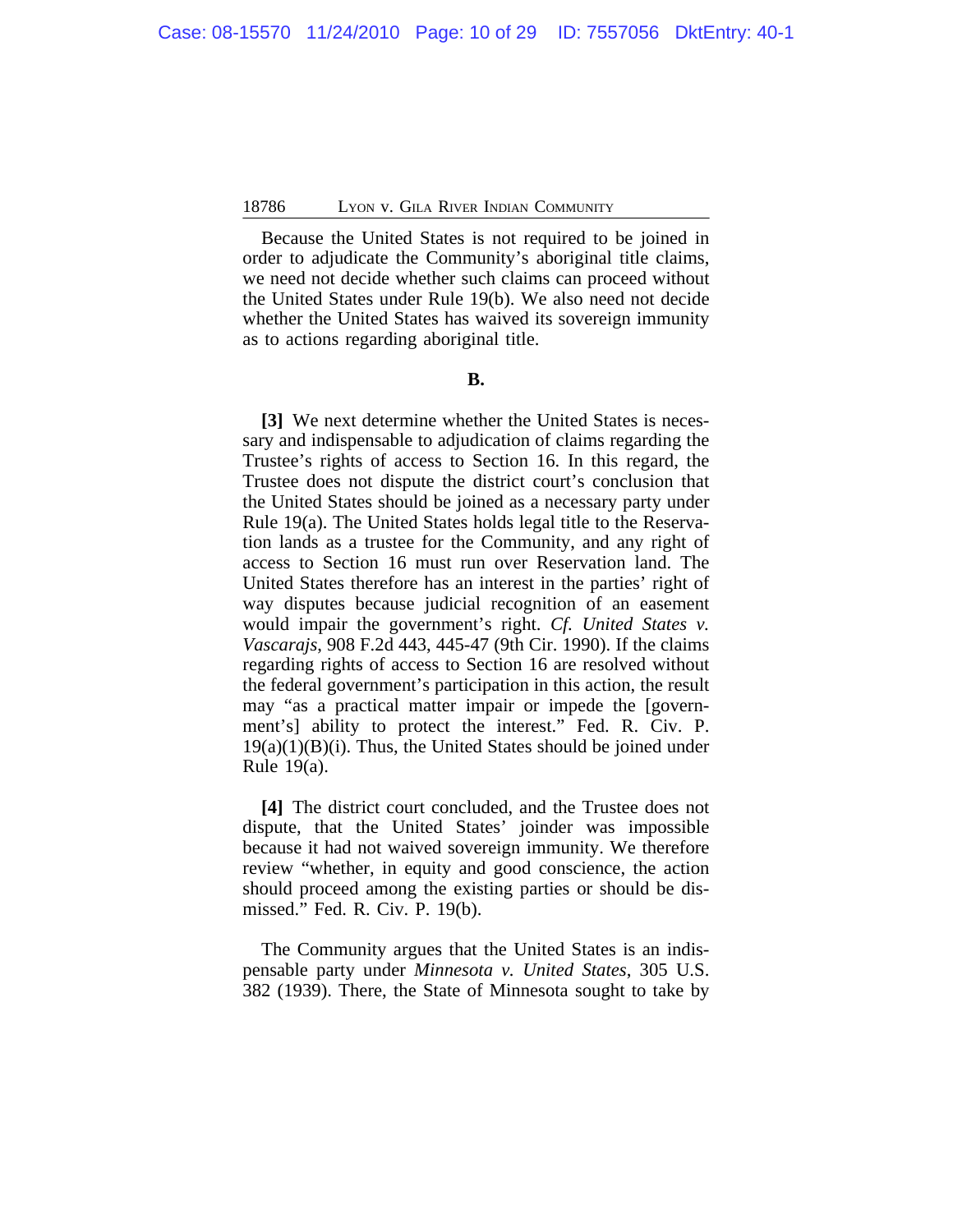Because the United States is not required to be joined in order to adjudicate the Community's aboriginal title claims, we need not decide whether such claims can proceed without the United States under Rule 19(b). We also need not decide whether the United States has waived its sovereign immunity as to actions regarding aboriginal title.

**B.**

**[3]** We next determine whether the United States is necessary and indispensable to adjudication of claims regarding the Trustee's rights of access to Section 16. In this regard, the Trustee does not dispute the district court's conclusion that the United States should be joined as a necessary party under Rule 19(a). The United States holds legal title to the Reservation lands as a trustee for the Community, and any right of access to Section 16 must run over Reservation land. The United States therefore has an interest in the parties' right of way disputes because judicial recognition of an easement would impair the government's right. *Cf. United States v. Vascarajs*, 908 F.2d 443, 445-47 (9th Cir. 1990). If the claims regarding rights of access to Section 16 are resolved without the federal government's participation in this action, the result may "as a practical matter impair or impede the [government's] ability to protect the interest." Fed. R. Civ. P. 19(a)(1)(B)(i). Thus, the United States should be joined under Rule 19(a).

**[4]** The district court concluded, and the Trustee does not dispute, that the United States' joinder was impossible because it had not waived sovereign immunity. We therefore review "whether, in equity and good conscience, the action should proceed among the existing parties or should be dismissed." Fed. R. Civ. P. 19(b).

The Community argues that the United States is an indispensable party under *Minnesota v. United States*, 305 U.S. 382 (1939). There, the State of Minnesota sought to take by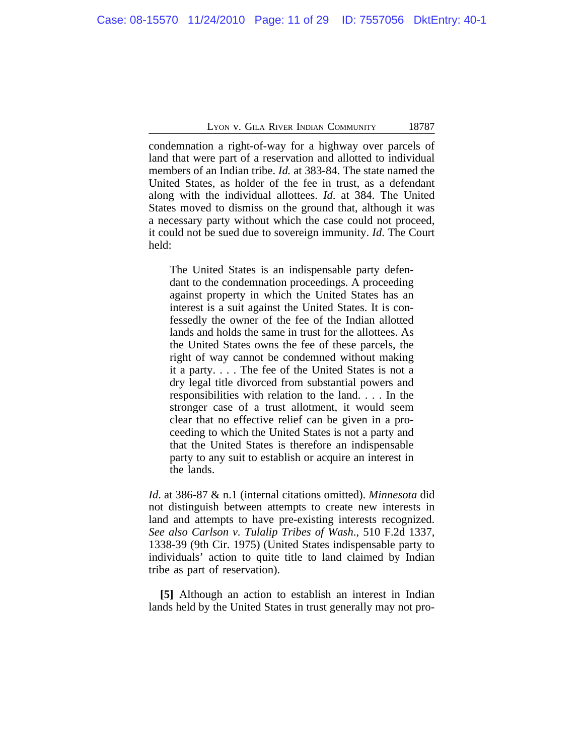condemnation a right-of-way for a highway over parcels of land that were part of a reservation and allotted to individual members of an Indian tribe. *Id.* at 383-84. The state named the United States, as holder of the fee in trust, as a defendant along with the individual allottees. *Id*. at 384. The United States moved to dismiss on the ground that, although it was a necessary party without which the case could not proceed, it could not be sued due to sovereign immunity. *Id*. The Court held:

> The United States is an indispensable party defendant to the condemnation proceedings. A proceeding against property in which the United States has an interest is a suit against the United States. It is confessedly the owner of the fee of the Indian allotted lands and holds the same in trust for the allottees. As the United States owns the fee of these parcels, the right of way cannot be condemned without making it a party. . . . The fee of the United States is not a dry legal title divorced from substantial powers and responsibilities with relation to the land. . . . In the stronger case of a trust allotment, it would seem clear that no effective relief can be given in a proceeding to which the United States is not a party and that the United States is therefore an indispensable party to any suit to establish or acquire an interest in the lands.

*Id*. at 386-87 & n.1 (internal citations omitted). *Minnesota* did not distinguish between attempts to create new interests in land and attempts to have pre-existing interests recognized. *See also Carlson v. Tulalip Tribes of Wash.*, 510 F.2d 1337, 1338-39 (9th Cir. 1975) (United States indispensable party to individuals' action to quite title to land claimed by Indian tribe as part of reservation).

**[5]** Although an action to establish an interest in Indian lands held by the United States in trust generally may not pro-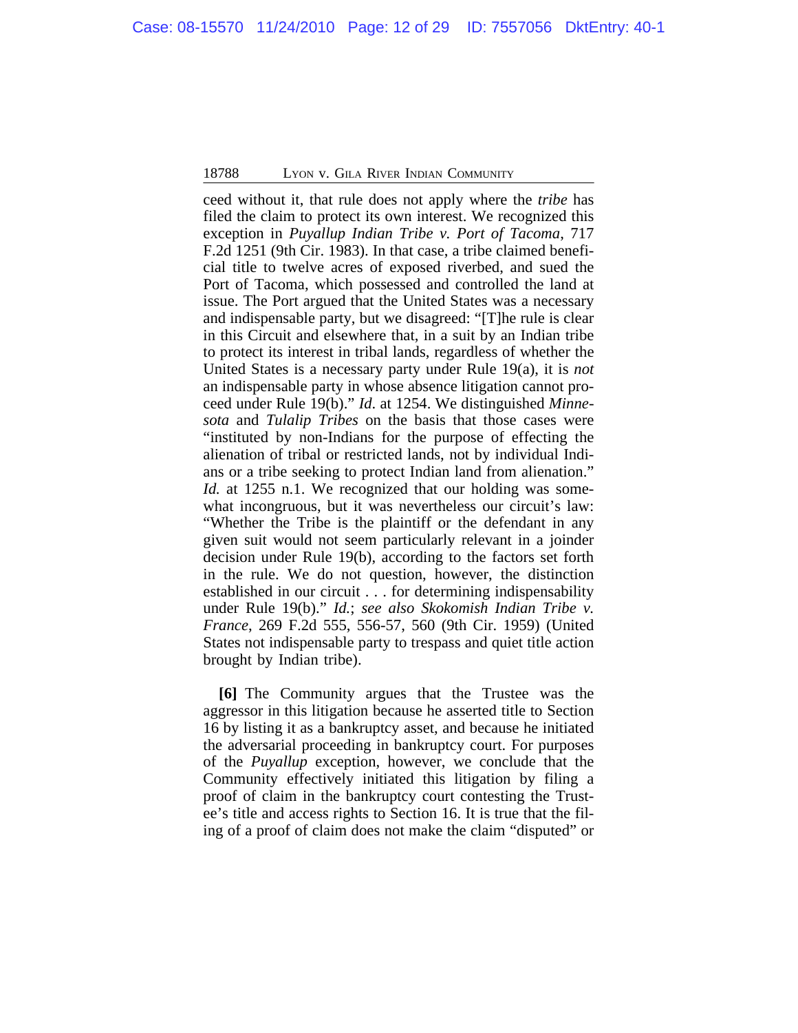ceed without it, that rule does not apply where the *tribe* has filed the claim to protect its own interest. We recognized this exception in *Puyallup Indian Tribe v. Port of Tacoma*, 717 F.2d 1251 (9th Cir. 1983). In that case, a tribe claimed beneficial title to twelve acres of exposed riverbed, and sued the Port of Tacoma, which possessed and controlled the land at issue. The Port argued that the United States was a necessary and indispensable party, but we disagreed: "[T]he rule is clear in this Circuit and elsewhere that, in a suit by an Indian tribe to protect its interest in tribal lands, regardless of whether the United States is a necessary party under Rule 19(a), it is *not* an indispensable party in whose absence litigation cannot proceed under Rule 19(b)." *Id.* at 1254. We distinguished *Minnesota* and *Tulalip Tribes* on the basis that those cases were "instituted by non-Indians for the purpose of effecting the alienation of tribal or restricted lands, not by individual Indians or a tribe seeking to protect Indian land from alienation." *Id.* at 1255 n.1. We recognized that our holding was somewhat incongruous, but it was nevertheless our circuit's law: "Whether the Tribe is the plaintiff or the defendant in any given suit would not seem particularly relevant in a joinder decision under Rule 19(b), according to the factors set forth in the rule. We do not question, however, the distinction established in our circuit . . . for determining indispensability under Rule 19(b)." *Id.*; *see also Skokomish Indian Tribe v. France*, 269 F.2d 555, 556-57, 560 (9th Cir. 1959) (United States not indispensable party to trespass and quiet title action brought by Indian tribe).

**[6]** The Community argues that the Trustee was the aggressor in this litigation because he asserted title to Section 16 by listing it as a bankruptcy asset, and because he initiated the adversarial proceeding in bankruptcy court. For purposes of the *Puyallup* exception, however, we conclude that the Community effectively initiated this litigation by filing a proof of claim in the bankruptcy court contesting the Trustee's title and access rights to Section 16. It is true that the filing of a proof of claim does not make the claim "disputed" or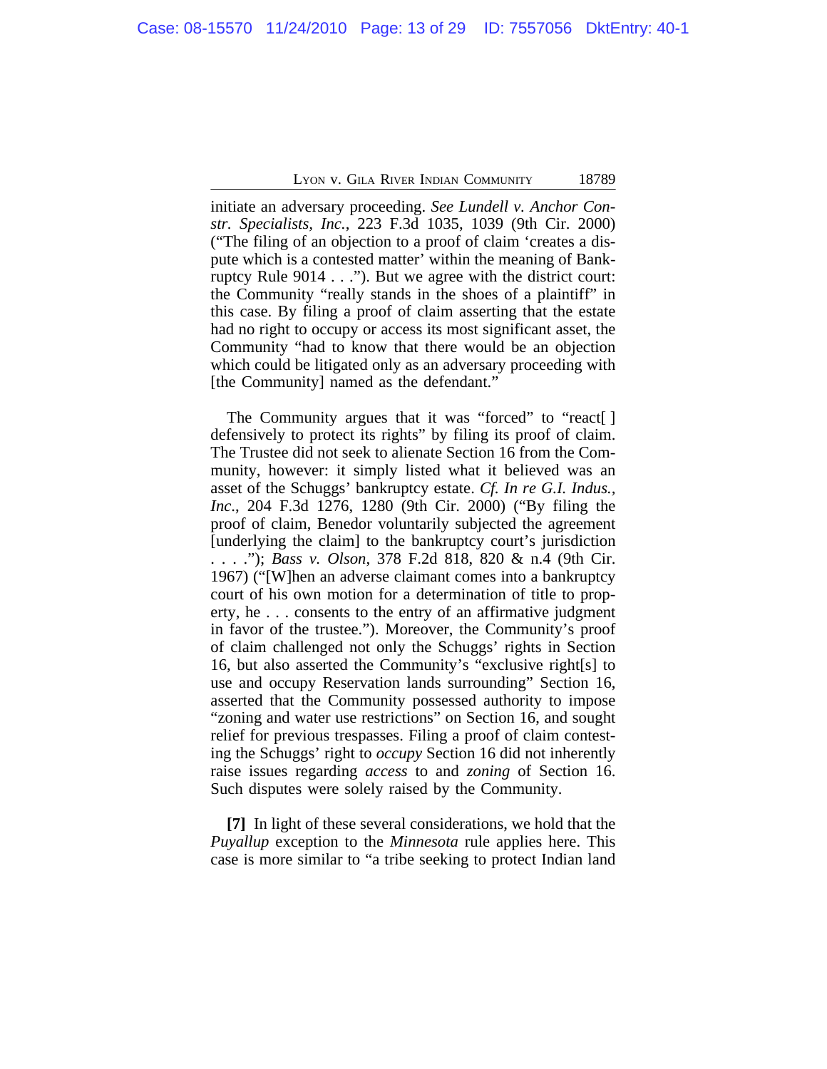initiate an adversary proceeding. *See Lundell v. Anchor Constr. Specialists, Inc.*, 223 F.3d 1035, 1039 (9th Cir. 2000) ("The filing of an objection to a proof of claim 'creates a dispute which is a contested matter' within the meaning of Bankruptcy Rule 9014 . . ."). But we agree with the district court: the Community "really stands in the shoes of a plaintiff" in this case. By filing a proof of claim asserting that the estate had no right to occupy or access its most significant asset, the Community "had to know that there would be an objection which could be litigated only as an adversary proceeding with [the Community] named as the defendant."

The Community argues that it was "forced" to "react[ ] defensively to protect its rights" by filing its proof of claim. The Trustee did not seek to alienate Section 16 from the Community, however: it simply listed what it believed was an asset of the Schuggs' bankruptcy estate. *Cf. In re G.I. Indus., Inc.*, 204 F.3d 1276, 1280 (9th Cir. 2000) ("By filing the proof of claim, Benedor voluntarily subjected the agreement [underlying the claim] to the bankruptcy court's jurisdiction . . . ."); *Bass v. Olson*, 378 F.2d 818, 820 & n.4 (9th Cir. 1967) ("[W]hen an adverse claimant comes into a bankruptcy court of his own motion for a determination of title to property, he . . . consents to the entry of an affirmative judgment in favor of the trustee."). Moreover, the Community's proof of claim challenged not only the Schuggs' rights in Section 16, but also asserted the Community's "exclusive right[s] to use and occupy Reservation lands surrounding" Section 16, asserted that the Community possessed authority to impose "zoning and water use restrictions" on Section 16, and sought relief for previous trespasses. Filing a proof of claim contesting the Schuggs' right to *occupy* Section 16 did not inherently raise issues regarding *access* to and *zoning* of Section 16. Such disputes were solely raised by the Community.

**[7]** In light of these several considerations, we hold that the *Puyallup* exception to the *Minnesota* rule applies here. This case is more similar to "a tribe seeking to protect Indian land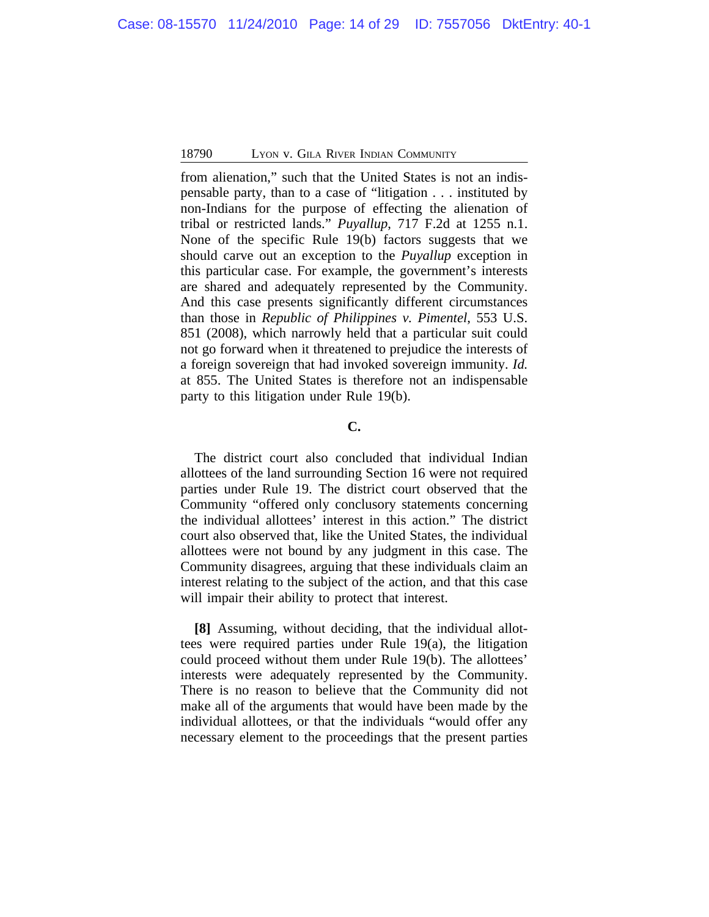from alienation," such that the United States is not an indispensable party, than to a case of "litigation . . . instituted by non-Indians for the purpose of effecting the alienation of tribal or restricted lands." *Puyallup*, 717 F.2d at 1255 n.1. None of the specific Rule 19(b) factors suggests that we should carve out an exception to the *Puyallup* exception in this particular case. For example, the government's interests are shared and adequately represented by the Community. And this case presents significantly different circumstances than those in *Republic of Philippines v. Pimentel*, 553 U.S. 851 (2008), which narrowly held that a particular suit could not go forward when it threatened to prejudice the interests of a foreign sovereign that had invoked sovereign immunity. *Id.* at 855. The United States is therefore not an indispensable party to this litigation under Rule 19(b).

### C.

The district court also concluded that individual Indian allottees of the land surrounding Section 16 were not required parties under Rule 19. The district court observed that the Community "offered only conclusory statements concerning the individual allottees' interest in this action." The district court also observed that, like the United States, the individual allottees were not bound by any judgment in this case. The Community disagrees, arguing that these individuals claim an interest relating to the subject of the action, and that this case will impair their ability to protect that interest.

**[8]** Assuming, without deciding, that the individual allottees were required parties under Rule 19(a), the litigation could proceed without them under Rule 19(b). The allottees' interests were adequately represented by the Community. There is no reason to believe that the Community did not make all of the arguments that would have been made by the individual allottees, or that the individuals "would offer any necessary element to the proceedings that the present parties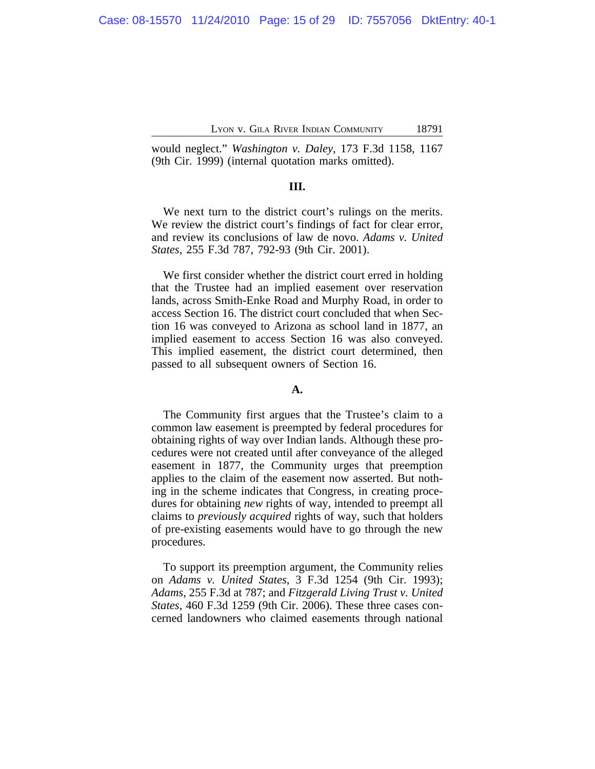would neglect." *Washington v. Daley*, 173 F.3d 1158, 1167 (9th Cir. 1999) (internal quotation marks omitted).

### III.

We next turn to the district court's rulings on the merits. We review the district court's findings of fact for clear error, and review its conclusions of law de novo. *Adams v. United States*, 255 F.3d 787, 792-93 (9th Cir. 2001).

We first consider whether the district court erred in holding that the Trustee had an implied easement over reservation lands, across Smith-Enke Road and Murphy Road, in order to access Section 16. The district court concluded that when Section 16 was conveyed to Arizona as school land in 1877, an implied easement to access Section 16 was also conveyed. This implied easement, the district court determined, then passed to all subsequent owners of Section 16.

### A.

The Community first argues that the Trustee's claim to a common law easement is preempted by federal procedures for obtaining rights of way over Indian lands. Although these procedures were not created until after conveyance of the alleged easement in 1877, the Community urges that preemption applies to the claim of the easement now asserted. But nothing in the scheme indicates that Congress, in creating procedures for obtaining *new* rights of way, intended to preempt all claims to *previously acquired* rights of way, such that holders of pre-existing easements would have to go through the new procedures.

To support its preemption argument, the Community relies on *Adams v. United States*, 3 F.3d 1254 (9th Cir. 1993); *Adams*, 255 F.3d at 787; and *Fitzgerald Living Trust v. United States*, 460 F.3d 1259 (9th Cir. 2006). These three cases concerned landowners who claimed easements through national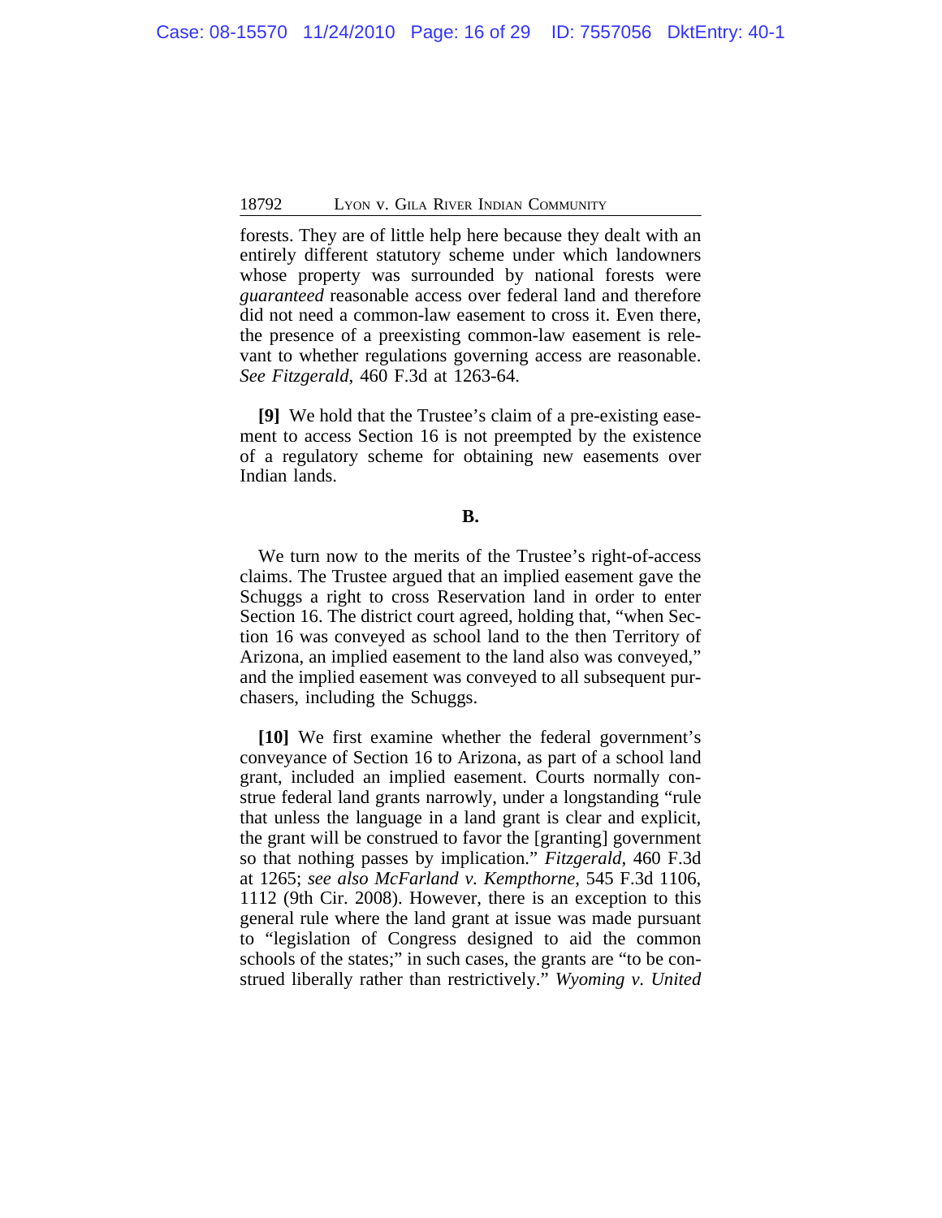forests. They are of little help here because they dealt with an entirely different statutory scheme under which landowners whose property was surrounded by national forests were *guaranteed* reasonable access over federal land and therefore did not need a common-law easement to cross it. Even there, the presence of a preexisting common-law easement is relevant to whether regulations governing access are reasonable. *See Fitzgerald*, 460 F.3d at 1263-64.

**[9]** We hold that the Trustee's claim of a pre-existing easement to access Section 16 is not preempted by the existence of a regulatory scheme for obtaining new easements over Indian lands.

**B.**

We turn now to the merits of the Trustee's right-of-access claims. The Trustee argued that an implied easement gave the Schuggs a right to cross Reservation land in order to enter Section 16. The district court agreed, holding that, "when Section 16 was conveyed as school land to the then Territory of Arizona, an implied easement to the land also was conveyed," and the implied easement was conveyed to all subsequent purchasers, including the Schuggs.

**[10]** We first examine whether the federal government's conveyance of Section 16 to Arizona, as part of a school land grant, included an implied easement. Courts normally construe federal land grants narrowly, under a longstanding "rule that unless the language in a land grant is clear and explicit, the grant will be construed to favor the [granting] government so that nothing passes by implication." *Fitzgerald*, 460 F.3d at 1265; *see also McFarland v. Kempthorne*, 545 F.3d 1106, 1112 (9th Cir. 2008). However, there is an exception to this general rule where the land grant at issue was made pursuant to "legislation of Congress designed to aid the common schools of the states;" in such cases, the grants are "to be construed liberally rather than restrictively." *Wyoming v. United*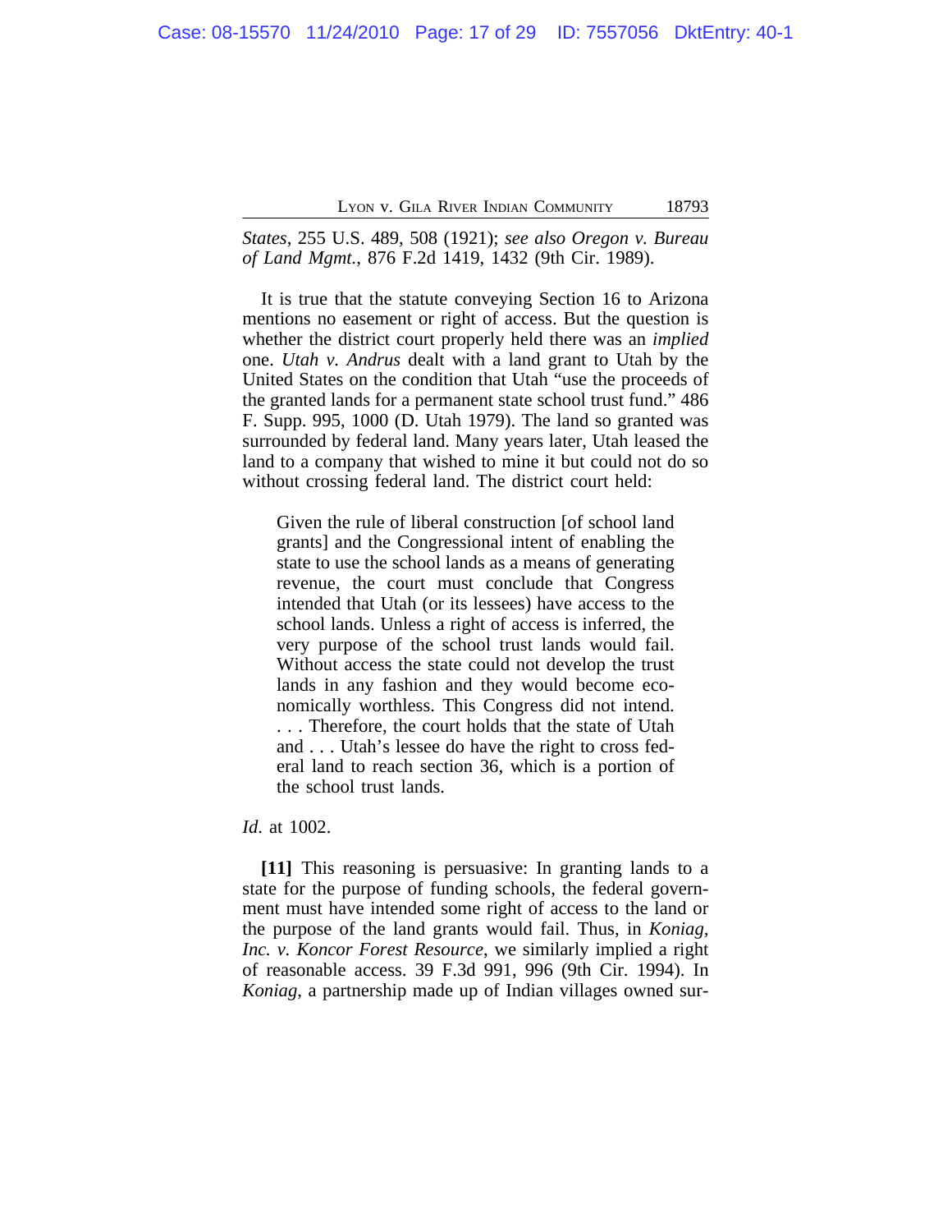*States*, 255 U.S. 489, 508 (1921); *see also Oregon v. Bureau of Land Mgmt.*, 876 F.2d 1419, 1432 (9th Cir. 1989).

It is true that the statute conveying Section 16 to Arizona mentions no easement or right of access. But the question is whether the district court properly held there was an *implied* one. *Utah v. Andrus* dealt with a land grant to Utah by the United States on the condition that Utah "use the proceeds of the granted lands for a permanent state school trust fund." 486 F. Supp. 995, 1000 (D. Utah 1979). The land so granted was surrounded by federal land. Many years later, Utah leased the land to a company that wished to mine it but could not do so without crossing federal land. The district court held:

> Given the rule of liberal construction [of school land grants] and the Congressional intent of enabling the state to use the school lands as a means of generating revenue, the court must conclude that Congress intended that Utah (or its lessees) have access to the school lands. Unless a right of access is inferred, the very purpose of the school trust lands would fail. Without access the state could not develop the trust lands in any fashion and they would become economically worthless. This Congress did not intend. . . . Therefore, the court holds that the state of Utah and . . . Utah's lessee do have the right to cross federal land to reach section 36, which is a portion of the school trust lands.

*Id.* at 1002.

**[11]** This reasoning is persuasive: In granting lands to a state for the purpose of funding schools, the federal government must have intended some right of access to the land or the purpose of the land grants would fail. Thus, in *Koniag, Inc. v. Koncor Forest Resource*, we similarly implied a right of reasonable access. 39 F.3d 991, 996 (9th Cir. 1994). In *Koniag*, a partnership made up of Indian villages owned sur-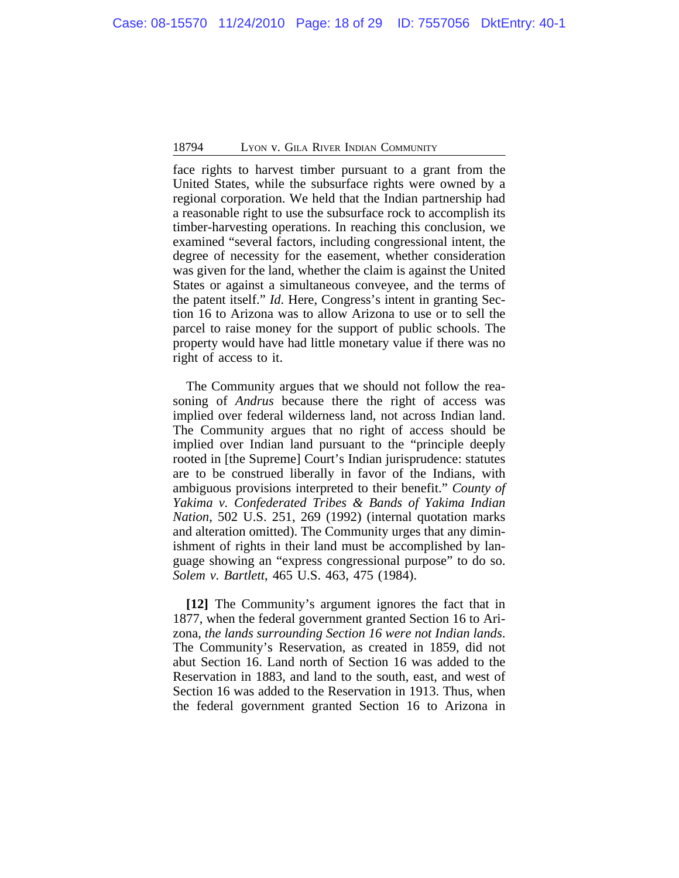face rights to harvest timber pursuant to a grant from the United States, while the subsurface rights were owned by a regional corporation. We held that the Indian partnership had a reasonable right to use the subsurface rock to accomplish its timber-harvesting operations. In reaching this conclusion, we examined "several factors, including congressional intent, the degree of necessity for the easement, whether consideration was given for the land, whether the claim is against the United States or against a simultaneous conveyee, and the terms of the patent itself." *Id.* Here, Congress's intent in granting Section 16 to Arizona was to allow Arizona to use or to sell the parcel to raise money for the support of public schools. The property would have had little monetary value if there was no right of access to it.

The Community argues that we should not follow the reasoning of *Andrus* because there the right of access was implied over federal wilderness land, not across Indian land. The Community argues that no right of access should be implied over Indian land pursuant to the "principle deeply rooted in [the Supreme] Court's Indian jurisprudence: statutes are to be construed liberally in favor of the Indians, with ambiguous provisions interpreted to their benefit." *County of Yakima v. Confederated Tribes & Bands of Yakima Indian Nation*, 502 U.S. 251, 269 (1992) (internal quotation marks and alteration omitted). The Community urges that any diminishment of rights in their land must be accomplished by language showing an "express congressional purpose" to do so. *Solem v. Bartlett*, 465 U.S. 463, 475 (1984).

**[12]** The Community's argument ignores the fact that in 1877, when the federal government granted Section 16 to Arizona, *the lands surrounding Section 16 were not Indian lands*. The Community's Reservation, as created in 1859, did not abut Section 16. Land north of Section 16 was added to the Reservation in 1883, and land to the south, east, and west of Section 16 was added to the Reservation in 1913. Thus, when the federal government granted Section 16 to Arizona in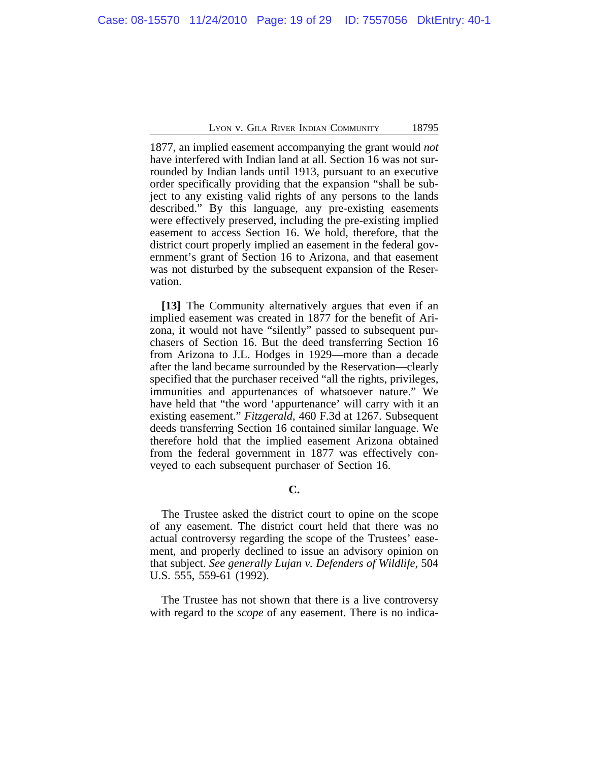1877, an implied easement accompanying the grant would *not* have interfered with Indian land at all. Section 16 was not surrounded by Indian lands until 1913, pursuant to an executive order specifically providing that the expansion "shall be subject to any existing valid rights of any persons to the lands described." By this language, any pre-existing easements were effectively preserved, including the pre-existing implied easement to access Section 16. We hold, therefore, that the district court properly implied an easement in the federal government's grant of Section 16 to Arizona, and that easement was not disturbed by the subsequent expansion of the Reservation.

**[13]** The Community alternatively argues that even if an implied easement was created in 1877 for the benefit of Arizona, it would not have "silently" passed to subsequent purchasers of Section 16. But the deed transferring Section 16 from Arizona to J.L. Hodges in 1929—more than a decade after the land became surrounded by the Reservation—clearly specified that the purchaser received "all the rights, privileges, immunities and appurtenances of whatsoever nature." We have held that "the word 'appurtenance' will carry with it an existing easement." *Fitzgerald*, 460 F.3d at 1267. Subsequent deeds transferring Section 16 contained similar language. We therefore hold that the implied easement Arizona obtained from the federal government in 1877 was effectively conveyed to each subsequent purchaser of Section 16.

**C.**

The Trustee asked the district court to opine on the scope of any easement. The district court held that there was no actual controversy regarding the scope of the Trustees' easement, and properly declined to issue an advisory opinion on that subject. *See generally Lujan v. Defenders of Wildlife*, 504 U.S. 555, 559-61 (1992).

The Trustee has not shown that there is a live controversy with regard to the *scope* of any easement. There is no indica-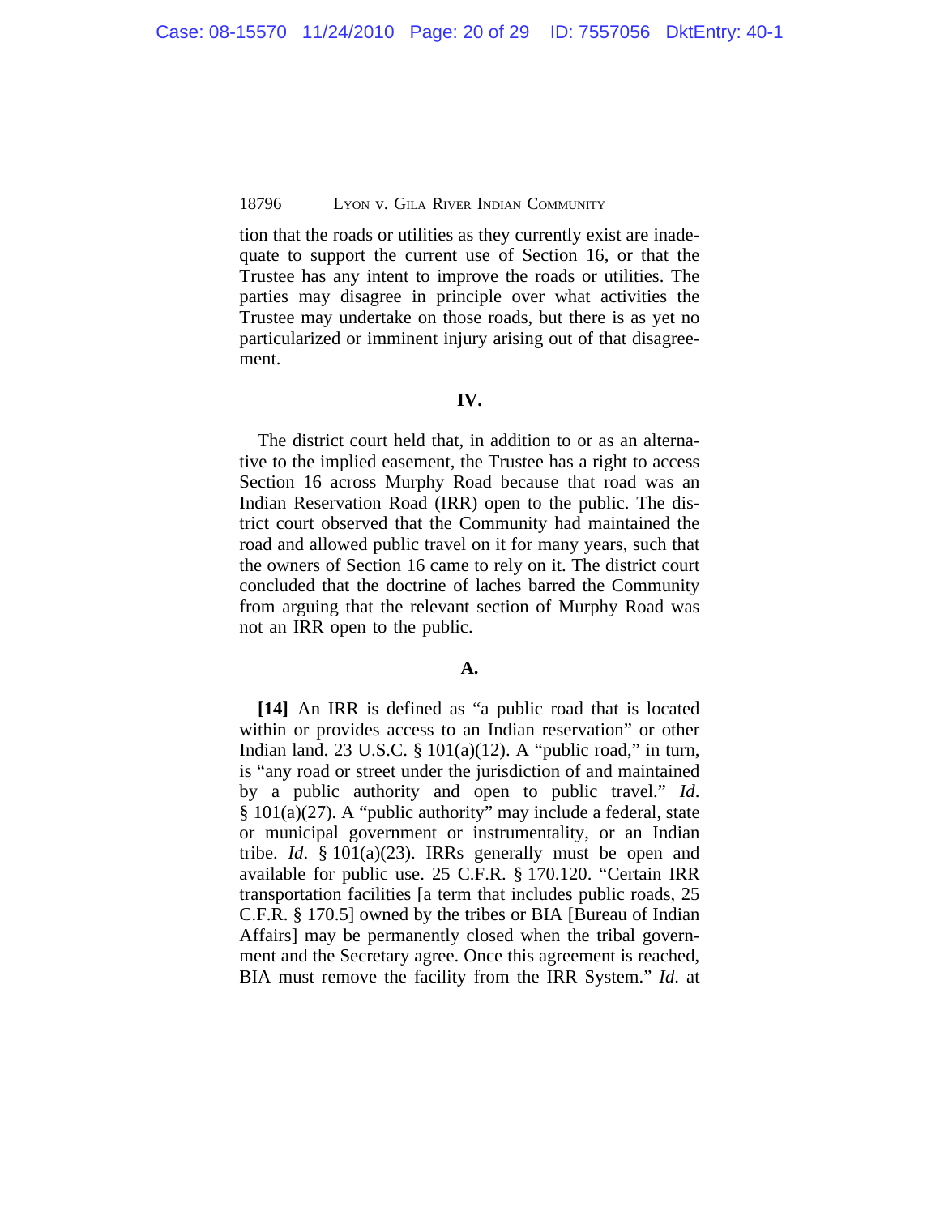tion that the roads or utilities as they currently exist are inadequate to support the current use of Section 16, or that the Trustee has any intent to improve the roads or utilities. The parties may disagree in principle over what activities the Trustee may undertake on those roads, but there is as yet no particularized or imminent injury arising out of that disagreement.

## IV.

The district court held that, in addition to or as an alternative to the implied easement, the Trustee has a right to access Section 16 across Murphy Road because that road was an Indian Reservation Road (IRR) open to the public. The district court observed that the Community had maintained the road and allowed public travel on it for many years, such that the owners of Section 16 came to rely on it. The district court concluded that the doctrine of laches barred the Community from arguing that the relevant section of Murphy Road was not an IRR open to the public.

### A.

**[14]** An IRR is defined as "a public road that is located within or provides access to an Indian reservation" or other Indian land. 23 U.S.C. § 101(a)(12). A "public road," in turn, is "any road or street under the jurisdiction of and maintained by a public authority and open to public travel." *Id*. § 101(a)(27). A "public authority" may include a federal, state or municipal government or instrumentality, or an Indian tribe. *Id*. § 101(a)(23). IRRs generally must be open and available for public use. 25 C.F.R. § 170.120. "Certain IRR transportation facilities [a term that includes public roads, 25 C.F.R. § 170.5] owned by the tribes or BIA [Bureau of Indian Affairs] may be permanently closed when the tribal government and the Secretary agree. Once this agreement is reached, BIA must remove the facility from the IRR System." *Id*. at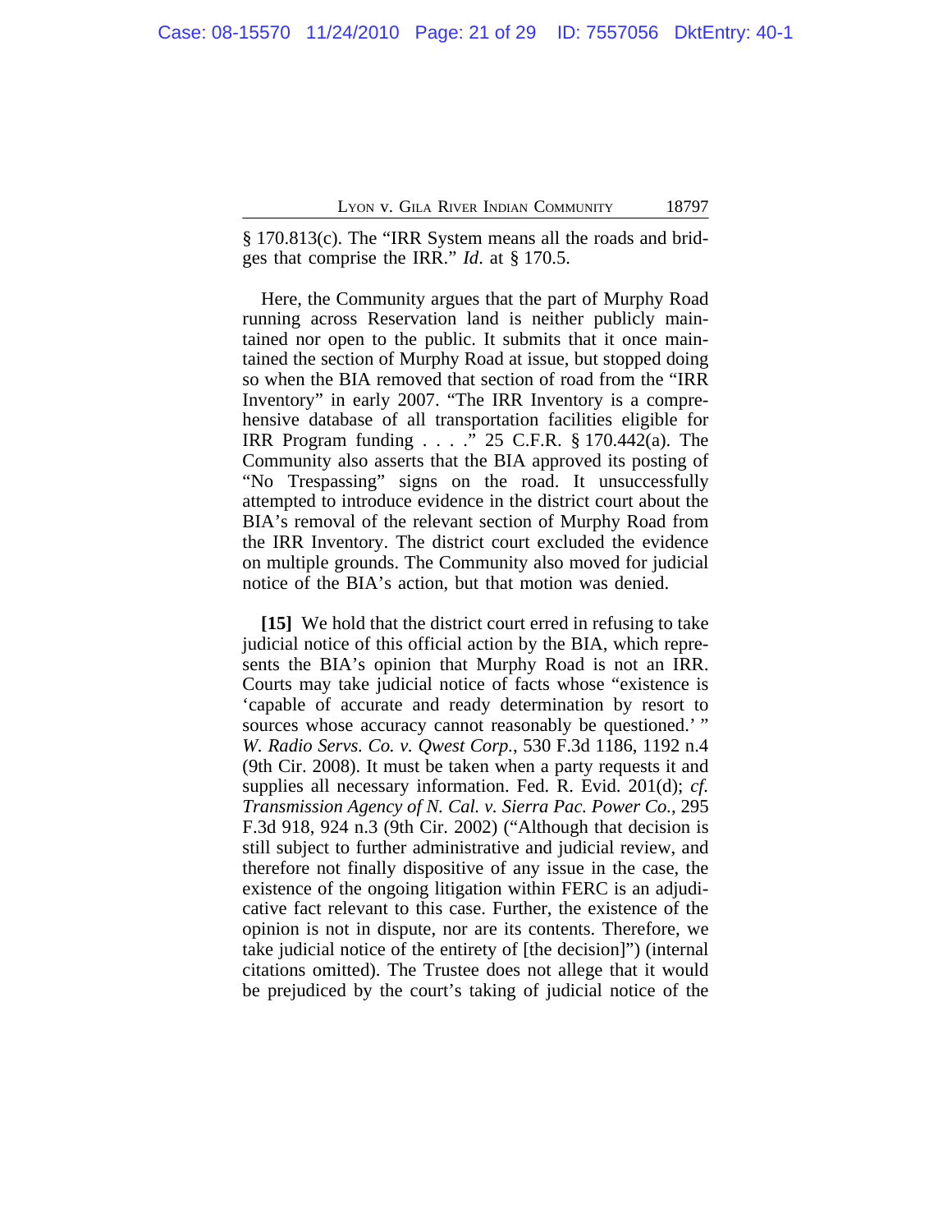§ 170.813(c). The "IRR System means all the roads and bridges that comprise the IRR." *Id*. at § 170.5.

Here, the Community argues that the part of Murphy Road running across Reservation land is neither publicly maintained nor open to the public. It submits that it once maintained the section of Murphy Road at issue, but stopped doing so when the BIA removed that section of road from the "IRR Inventory" in early 2007. "The IRR Inventory is a comprehensive database of all transportation facilities eligible for IRR Program funding . . . ." 25 C.F.R. § 170.442(a). The Community also asserts that the BIA approved its posting of "No Trespassing" signs on the road. It unsuccessfully attempted to introduce evidence in the district court about the BIA's removal of the relevant section of Murphy Road from the IRR Inventory. The district court excluded the evidence on multiple grounds. The Community also moved for judicial notice of the BIA's action, but that motion was denied.

**[15]** We hold that the district court erred in refusing to take judicial notice of this official action by the BIA, which represents the BIA's opinion that Murphy Road is not an IRR. Courts may take judicial notice of facts whose "existence is 'capable of accurate and ready determination by resort to sources whose accuracy cannot reasonably be questioned.' " *W. Radio Servs. Co. v. Qwest Corp.*, 530 F.3d 1186, 1192 n.4 (9th Cir. 2008). It must be taken when a party requests it and supplies all necessary information. Fed. R. Evid. 201(d); *cf. Transmission Agency of N. Cal. v. Sierra Pac. Power Co.*, 295 F.3d 918, 924 n.3 (9th Cir. 2002) ("Although that decision is still subject to further administrative and judicial review, and therefore not finally dispositive of any issue in the case, the existence of the ongoing litigation within FERC is an adjudicative fact relevant to this case. Further, the existence of the opinion is not in dispute, nor are its contents. Therefore, we take judicial notice of the entirety of [the decision]") (internal citations omitted). The Trustee does not allege that it would be prejudiced by the court's taking of judicial notice of the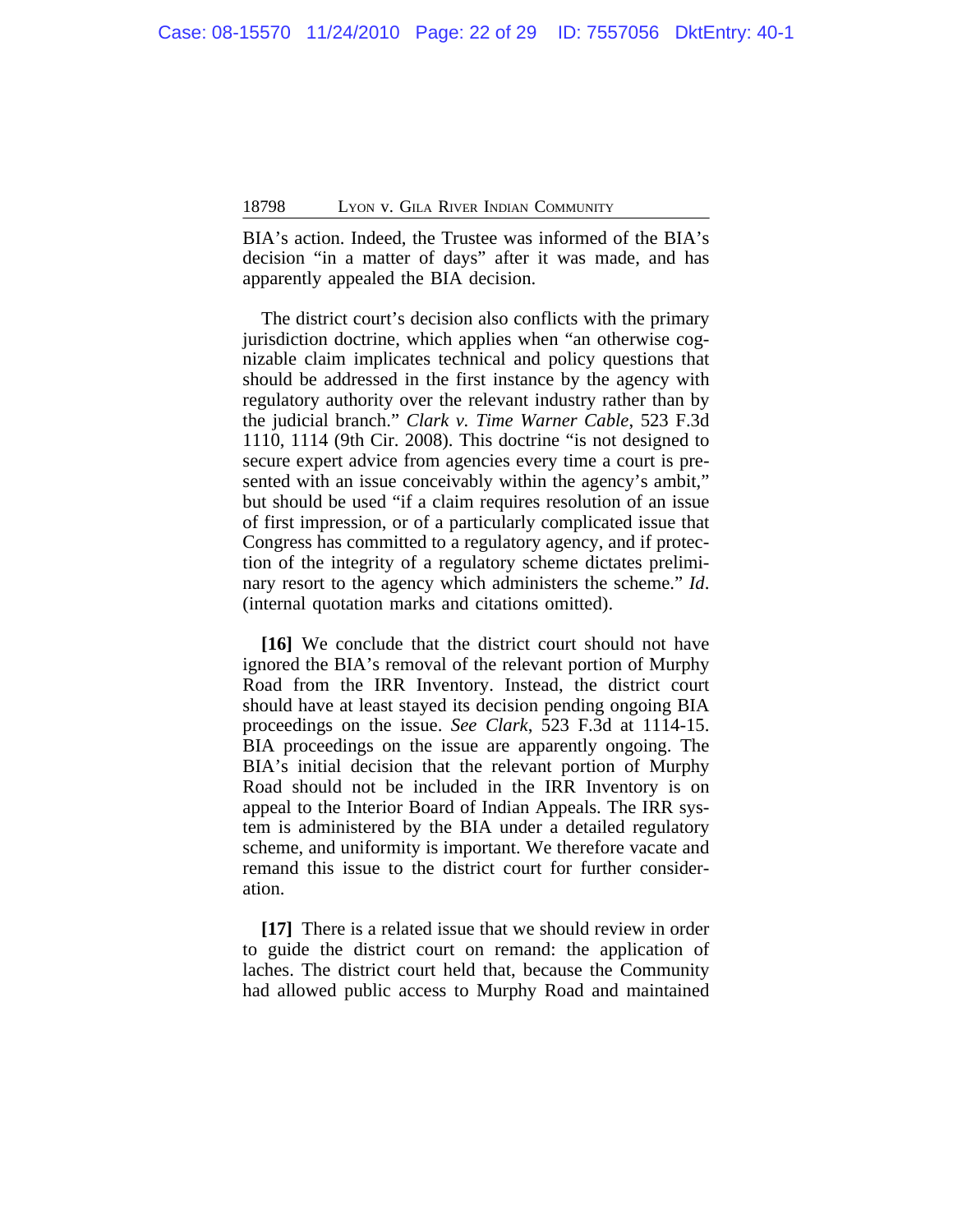BIA's action. Indeed, the Trustee was informed of the BIA's decision "in a matter of days" after it was made, and has apparently appealed the BIA decision.

The district court's decision also conflicts with the primary jurisdiction doctrine, which applies when "an otherwise cognizable claim implicates technical and policy questions that should be addressed in the first instance by the agency with regulatory authority over the relevant industry rather than by the judicial branch." *Clark v. Time Warner Cable*, 523 F.3d 1110, 1114 (9th Cir. 2008). This doctrine "is not designed to secure expert advice from agencies every time a court is presented with an issue conceivably within the agency's ambit," but should be used "if a claim requires resolution of an issue of first impression, or of a particularly complicated issue that Congress has committed to a regulatory agency, and if protection of the integrity of a regulatory scheme dictates preliminary resort to the agency which administers the scheme." *Id*. (internal quotation marks and citations omitted).

**[16]** We conclude that the district court should not have ignored the BIA's removal of the relevant portion of Murphy Road from the IRR Inventory. Instead, the district court should have at least stayed its decision pending ongoing BIA proceedings on the issue. *See Clark*, 523 F.3d at 1114-15. BIA proceedings on the issue are apparently ongoing. The BIA's initial decision that the relevant portion of Murphy Road should not be included in the IRR Inventory is on appeal to the Interior Board of Indian Appeals. The IRR system is administered by the BIA under a detailed regulatory scheme, and uniformity is important. We therefore vacate and remand this issue to the district court for further consideration.

**[17]** There is a related issue that we should review in order to guide the district court on remand: the application of laches. The district court held that, because the Community had allowed public access to Murphy Road and maintained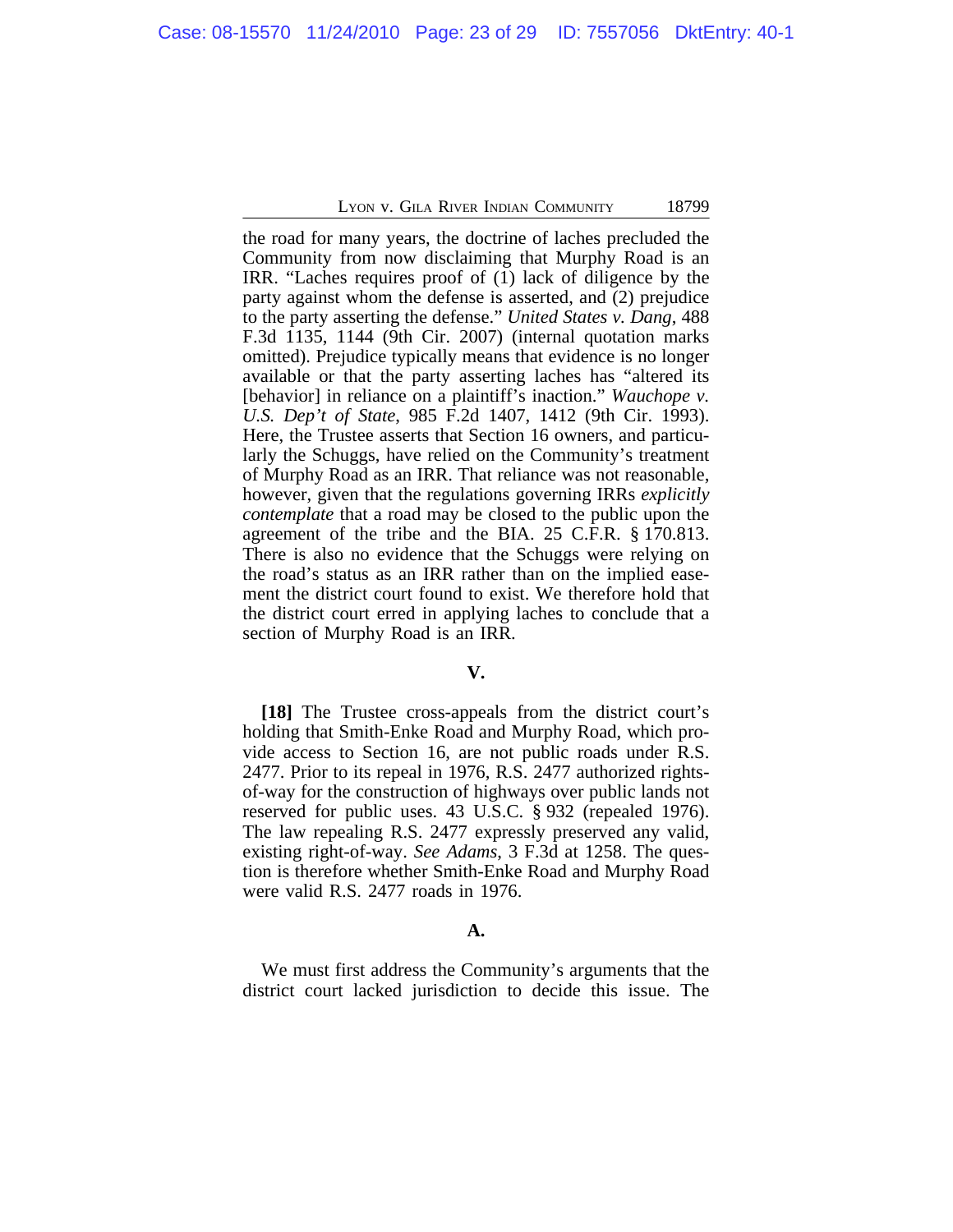the road for many years, the doctrine of laches precluded the Community from now disclaiming that Murphy Road is an IRR. "Laches requires proof of (1) lack of diligence by the party against whom the defense is asserted, and (2) prejudice to the party asserting the defense." *United States v. Dang*, 488 F.3d 1135, 1144 (9th Cir. 2007) (internal quotation marks omitted). Prejudice typically means that evidence is no longer available or that the party asserting laches has "altered its [behavior] in reliance on a plaintiff's inaction." *Wauchope v. U.S. Dep't of State*, 985 F.2d 1407, 1412 (9th Cir. 1993). Here, the Trustee asserts that Section 16 owners, and particularly the Schuggs, have relied on the Community's treatment of Murphy Road as an IRR. That reliance was not reasonable, however, given that the regulations governing IRRs *explicitly contemplate* that a road may be closed to the public upon the agreement of the tribe and the BIA. 25 C.F.R. § 170.813. There is also no evidence that the Schuggs were relying on the road's status as an IRR rather than on the implied easement the district court found to exist. We therefore hold that the district court erred in applying laches to conclude that a section of Murphy Road is an IRR.

## V.

**[18]** The Trustee cross-appeals from the district court's holding that Smith-Enke Road and Murphy Road, which provide access to Section 16, are not public roads under R.S. 2477. Prior to its repeal in 1976, R.S. 2477 authorized rights-of-way for the construction of highways over public lands not reserved for public uses. 43 U.S.C. § 932 (repealed 1976). The law repealing R.S. 2477 expressly preserved any valid, existing right-of-way. *See Adams*, 3 F.3d at 1258. The question is therefore whether Smith-Enke Road and Murphy Road were valid R.S. 2477 roads in 1976.

### A.

We must first address the Community's arguments that the district court lacked jurisdiction to decide this issue. The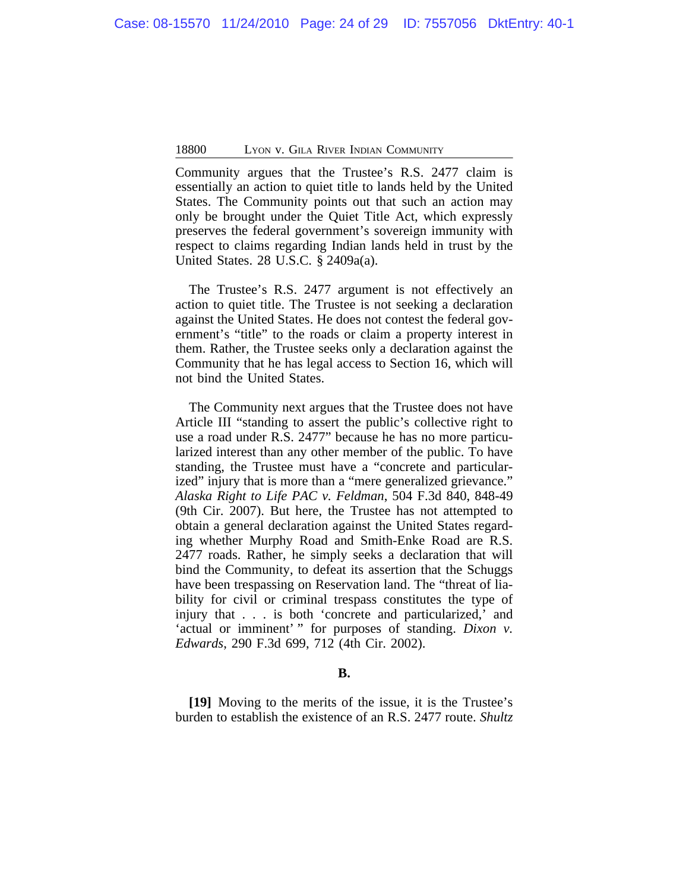Community argues that the Trustee's R.S. 2477 claim is essentially an action to quiet title to lands held by the United States. The Community points out that such an action may only be brought under the Quiet Title Act, which expressly preserves the federal government's sovereign immunity with respect to claims regarding Indian lands held in trust by the United States. 28 U.S.C. § 2409a(a).

The Trustee's R.S. 2477 argument is not effectively an action to quiet title. The Trustee is not seeking a declaration against the United States. He does not contest the federal government's "title" to the roads or claim a property interest in them. Rather, the Trustee seeks only a declaration against the Community that he has legal access to Section 16, which will not bind the United States.

The Community next argues that the Trustee does not have Article III "standing to assert the public's collective right to use a road under R.S. 2477" because he has no more particularized interest than any other member of the public. To have standing, the Trustee must have a "concrete and particularized" injury that is more than a "mere generalized grievance." *Alaska Right to Life PAC v. Feldman*, 504 F.3d 840, 848-49 (9th Cir. 2007). But here, the Trustee has not attempted to obtain a general declaration against the United States regarding whether Murphy Road and Smith-Enke Road are R.S. 2477 roads. Rather, he simply seeks a declaration that will bind the Community, to defeat its assertion that the Schuggs have been trespassing on Reservation land. The "threat of liability for civil or criminal trespass constitutes the type of injury that . . . is both 'concrete and particularized,' and 'actual or imminent' " for purposes of standing. *Dixon v. Edwards*, 290 F.3d 699, 712 (4th Cir. 2002).

**B.**

**[19]** Moving to the merits of the issue, it is the Trustee's burden to establish the existence of an R.S. 2477 route. *Shultz*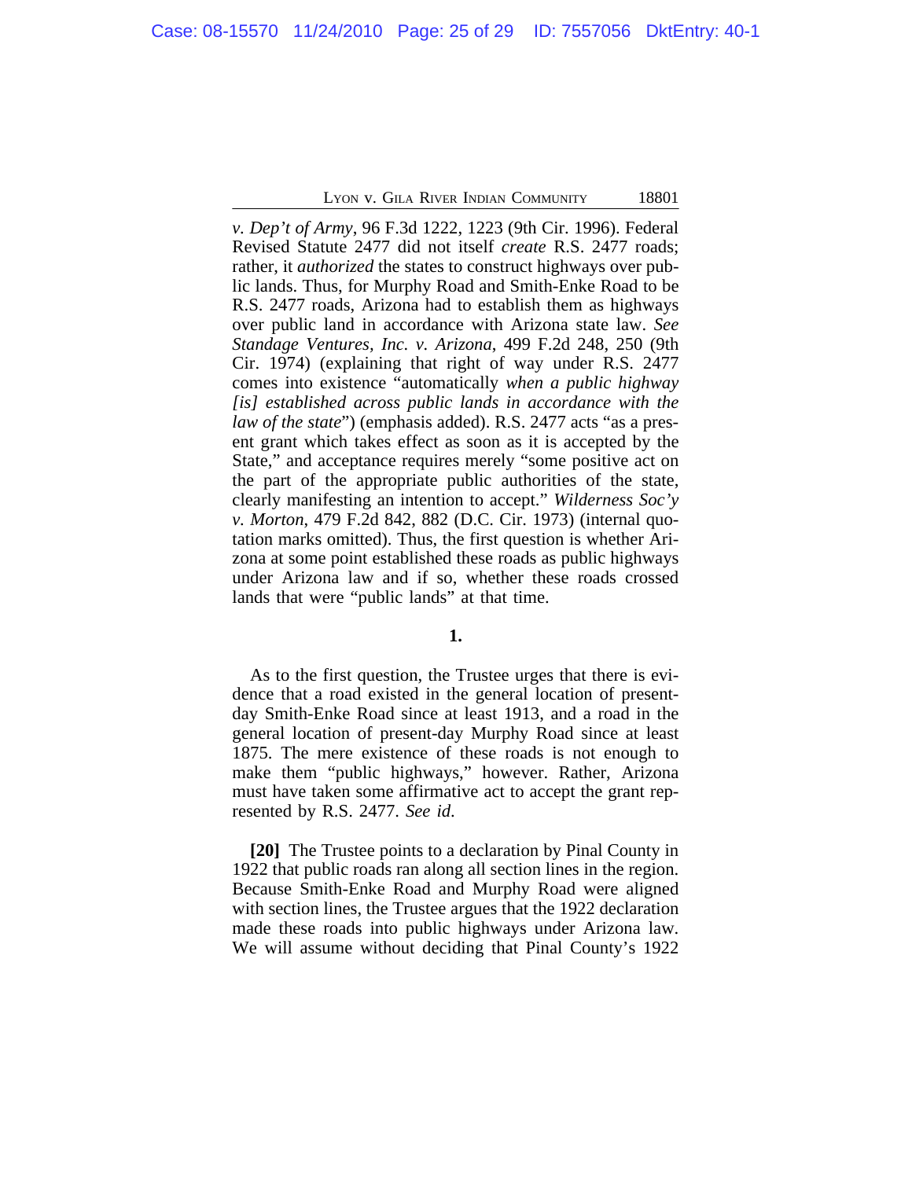*v. Dep't of Army*, 96 F.3d 1222, 1223 (9th Cir. 1996). Federal Revised Statute 2477 did not itself *create* R.S. 2477 roads; rather, it *authorized* the states to construct highways over public lands. Thus, for Murphy Road and Smith-Enke Road to be R.S. 2477 roads, Arizona had to establish them as highways over public land in accordance with Arizona state law. *See Standage Ventures, Inc. v. Arizona*, 499 F.2d 248, 250 (9th Cir. 1974) (explaining that right of way under R.S. 2477 comes into existence "automatically *when a public highway [is] established across public lands in accordance with the law of the state*") (emphasis added). R.S. 2477 acts "as a present grant which takes effect as soon as it is accepted by the State," and acceptance requires merely "some positive act on the part of the appropriate public authorities of the state, clearly manifesting an intention to accept." *Wilderness Soc'y v. Morton*, 479 F.2d 842, 882 (D.C. Cir. 1973) (internal quotation marks omitted). Thus, the first question is whether Arizona at some point established these roads as public highways under Arizona law and if so, whether these roads crossed lands that were "public lands" at that time.

**1.**

As to the first question, the Trustee urges that there is evidence that a road existed in the general location of present-day Smith-Enke Road since at least 1913, and a road in the general location of present-day Murphy Road since at least 1875. The mere existence of these roads is not enough to make them "public highways," however. Rather, Arizona must have taken some affirmative act to accept the grant represented by R.S. 2477. *See id.*

**[20]** The Trustee points to a declaration by Pinal County in 1922 that public roads ran along all section lines in the region. Because Smith-Enke Road and Murphy Road were aligned with section lines, the Trustee argues that the 1922 declaration made these roads into public highways under Arizona law. We will assume without deciding that Pinal County's 1922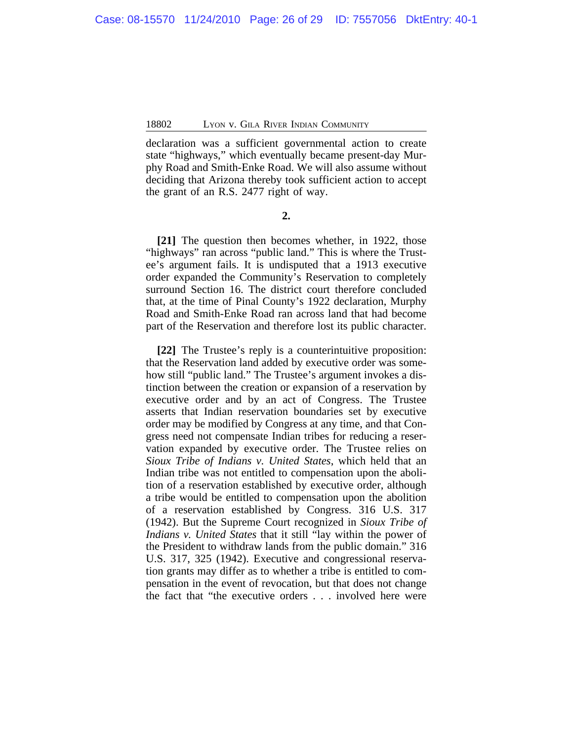declaration was a sufficient governmental action to create state "highways," which eventually became present-day Murphy Road and Smith-Enke Road. We will also assume without deciding that Arizona thereby took sufficient action to accept the grant of an R.S. 2477 right of way.

**2.**

**[21]** The question then becomes whether, in 1922, those "highways" ran across "public land." This is where the Trustee's argument fails. It is undisputed that a 1913 executive order expanded the Community's Reservation to completely surround Section 16. The district court therefore concluded that, at the time of Pinal County's 1922 declaration, Murphy Road and Smith-Enke Road ran across land that had become part of the Reservation and therefore lost its public character.

**[22]** The Trustee's reply is a counterintuitive proposition: that the Reservation land added by executive order was somehow still "public land." The Trustee's argument invokes a distinction between the creation or expansion of a reservation by executive order and by an act of Congress. The Trustee asserts that Indian reservation boundaries set by executive order may be modified by Congress at any time, and that Congress need not compensate Indian tribes for reducing a reservation expanded by executive order. The Trustee relies on *Sioux Tribe of Indians v. United States*, which held that an Indian tribe was not entitled to compensation upon the abolition of a reservation established by executive order, although a tribe would be entitled to compensation upon the abolition of a reservation established by Congress. 316 U.S. 317 (1942). But the Supreme Court recognized in *Sioux Tribe of Indians v. United States* that it still "lay within the power of the President to withdraw lands from the public domain." 316 U.S. 317, 325 (1942). Executive and congressional reservation grants may differ as to whether a tribe is entitled to compensation in the event of revocation, but that does not change the fact that "the executive orders . . . involved here were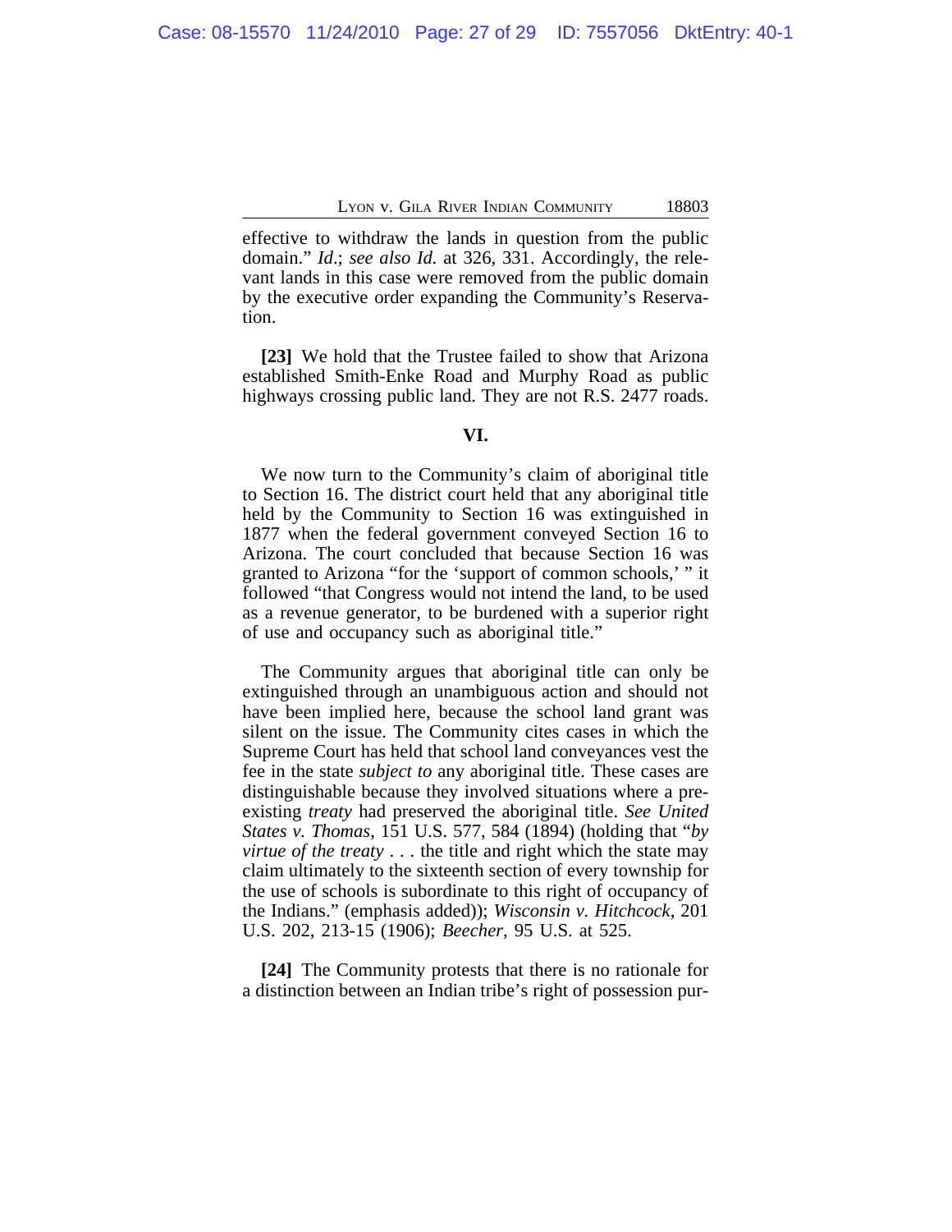effective to withdraw the lands in question from the public domain." *Id*.; *see also Id.* at 326, 331. Accordingly, the relevant lands in this case were removed from the public domain by the executive order expanding the Community's Reservation.

**[23]** We hold that the Trustee failed to show that Arizona established Smith-Enke Road and Murphy Road as public highways crossing public land. They are not R.S. 2477 roads.

## VI.

We now turn to the Community's claim of aboriginal title to Section 16. The district court held that any aboriginal title held by the Community to Section 16 was extinguished in 1877 when the federal government conveyed Section 16 to Arizona. The court concluded that because Section 16 was granted to Arizona "for the 'support of common schools,' " it followed "that Congress would not intend the land, to be used as a revenue generator, to be burdened with a superior right of use and occupancy such as aboriginal title."

The Community argues that aboriginal title can only be extinguished through an unambiguous action and should not have been implied here, because the school land grant was silent on the issue. The Community cites cases in which the Supreme Court has held that school land conveyances vest the fee in the state *subject to* any aboriginal title. These cases are distinguishable because they involved situations where a pre-existing *treaty* had preserved the aboriginal title. *See United States v. Thomas*, 151 U.S. 577, 584 (1894) (holding that "*by virtue of the treaty* . . . the title and right which the state may claim ultimately to the sixteenth section of every township for the use of schools is subordinate to this right of occupancy of the Indians." (emphasis added)); *Wisconsin v. Hitchcock*, 201 U.S. 202, 213-15 (1906); *Beecher*, 95 U.S. at 525.

**[24]** The Community protests that there is no rationale for a distinction between an Indian tribe's right of possession pur-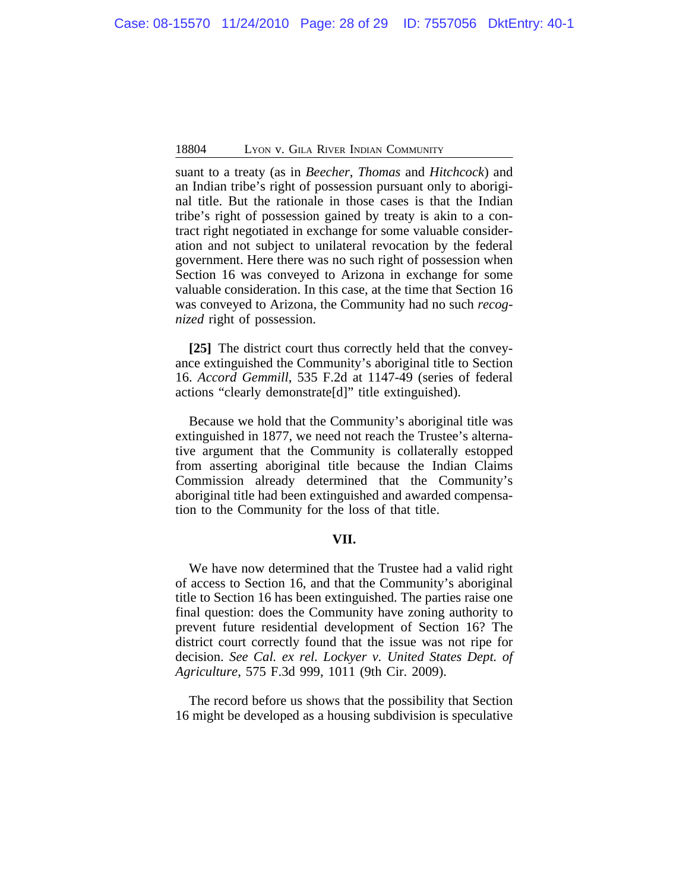suant to a treaty (as in *Beecher*, *Thomas* and *Hitchcock*) and an Indian tribe's right of possession pursuant only to aboriginal title. But the rationale in those cases is that the Indian tribe's right of possession gained by treaty is akin to a contract right negotiated in exchange for some valuable consideration and not subject to unilateral revocation by the federal government. Here there was no such right of possession when Section 16 was conveyed to Arizona in exchange for some valuable consideration. In this case, at the time that Section 16 was conveyed to Arizona, the Community had no such *recognized* right of possession.

**[25]** The district court thus correctly held that the conveyance extinguished the Community's aboriginal title to Section 16. *Accord Gemmill*, 535 F.2d at 1147-49 (series of federal actions "clearly demonstrate[d]" title extinguished).

Because we hold that the Community's aboriginal title was extinguished in 1877, we need not reach the Trustee's alternative argument that the Community is collaterally estopped from asserting aboriginal title because the Indian Claims Commission already determined that the Community's aboriginal title had been extinguished and awarded compensation to the Community for the loss of that title.

## VII.

We have now determined that the Trustee had a valid right of access to Section 16, and that the Community's aboriginal title to Section 16 has been extinguished. The parties raise one final question: does the Community have zoning authority to prevent future residential development of Section 16? The district court correctly found that the issue was not ripe for decision. *See Cal. ex rel. Lockyer v. United States Dept. of Agriculture*, 575 F.3d 999, 1011 (9th Cir. 2009).

The record before us shows that the possibility that Section 16 might be developed as a housing subdivision is speculative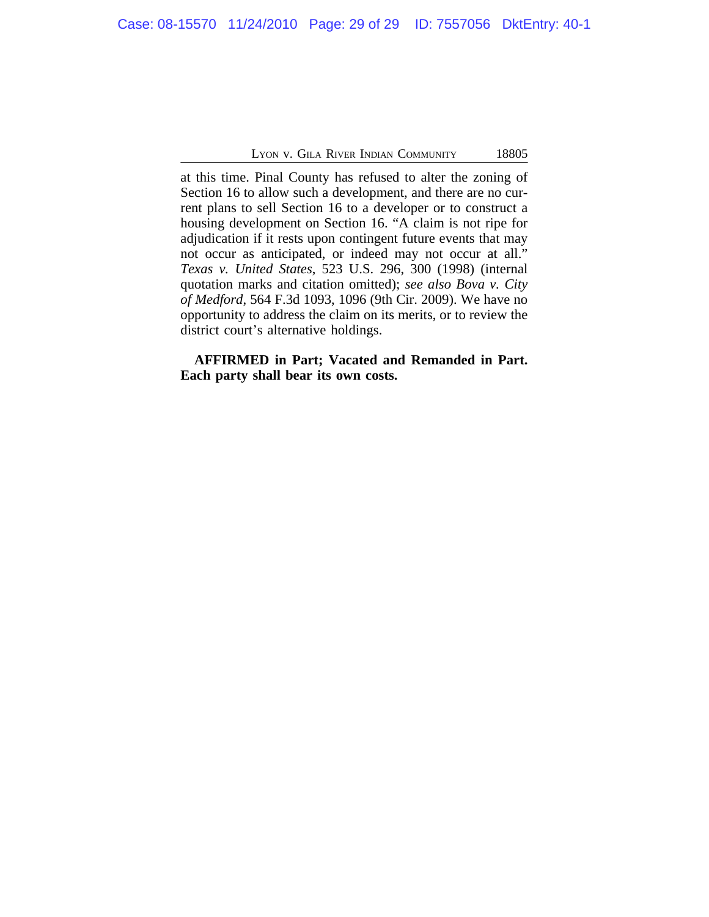at this time. Pinal County has refused to alter the zoning of Section 16 to allow such a development, and there are no current plans to sell Section 16 to a developer or to construct a housing development on Section 16. "A claim is not ripe for adjudication if it rests upon contingent future events that may not occur as anticipated, or indeed may not occur at all." *Texas v. United States*, 523 U.S. 296, 300 (1998) (internal quotation marks and citation omitted); *see also Bova v. City of Medford*, 564 F.3d 1093, 1096 (9th Cir. 2009). We have no opportunity to address the claim on its merits, or to review the district court's alternative holdings.

**AFFIRMED in Part; Vacated and Remanded in Part. Each party shall bear its own costs.**